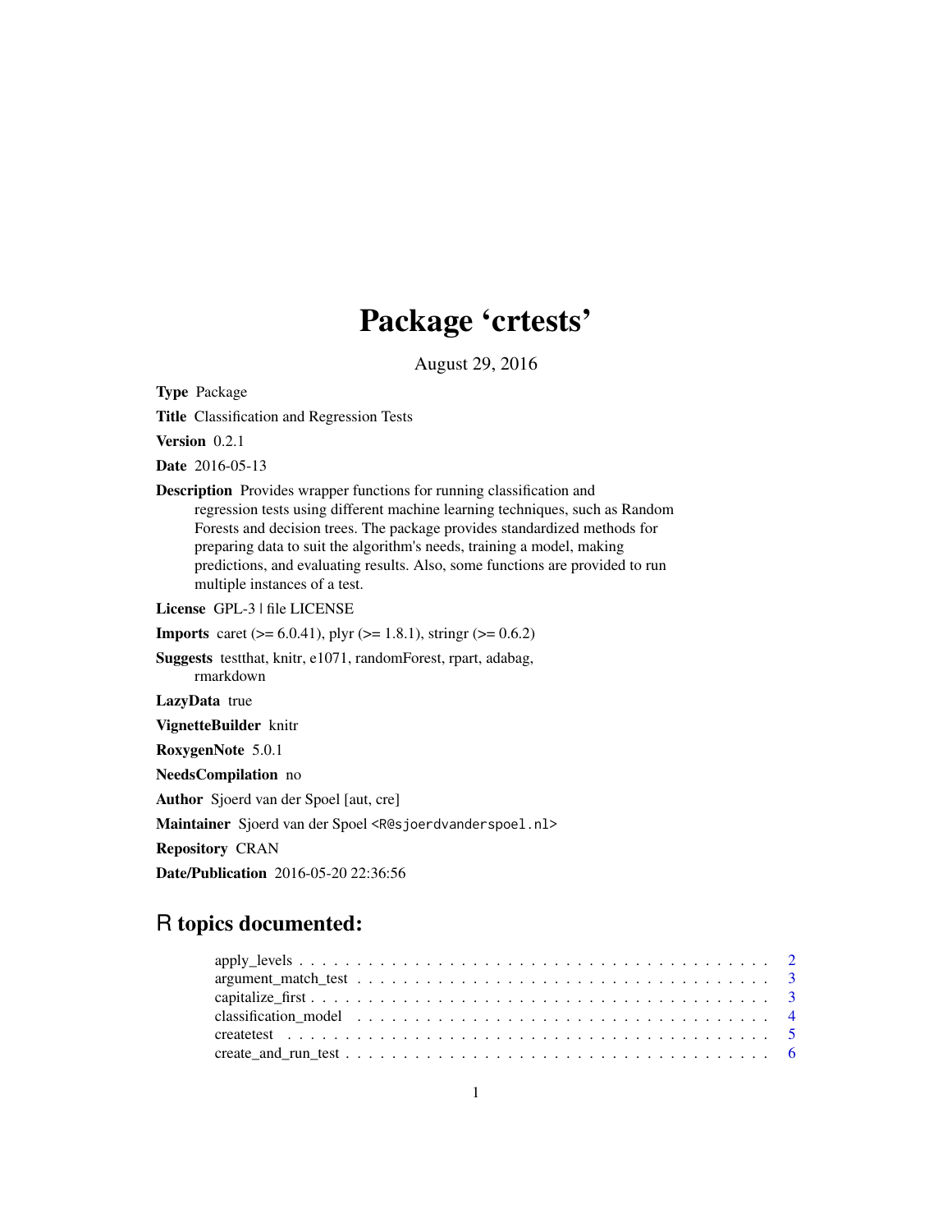# Package 'crtests'

August 29, 2016

**Type** Package

**Title** Classification and Regression Tests

**Version** 0.2.1

**Date** 2016-05-13

**Description** Provides wrapper functions for running classification and regression tests using different machine learning techniques, such as Random Forests and decision trees. The package provides standardized methods for preparing data to suit the algorithm's needs, training a model, making predictions, and evaluating results. Also, some functions are provided to run multiple instances of a test.

**License** GPL-3 | file LICENSE

**Imports** caret (>= 6.0.41), plyr (>= 1.8.1), stringr (>= 0.6.2)

**Suggests** testthat, knitr, e1071, randomForest, rpart, adabag, rmarkdown

**LazyData** true

**VignetteBuilder** knitr

**RoxygenNote** 5.0.1

**NeedsCompilation** no

**Author** Sjoerd van der Spoel [aut, cre]

**Maintainer** Sjoerd van der Spoel <R@sjoerdvanderspoel.nl>

**Repository** CRAN

**Date/Publication** 2016-05-20 22:36:56

## R topics documented:

- apply_levels . . . . . . . . . . . . . . . . . . . . . . . . . . . . . . . . . . . . . . . . 2
- argument_match_test . . . . . . . . . . . . . . . . . . . . . . . . . . . . . . . . . . . 3
- capitalize_first . . . . . . . . . . . . . . . . . . . . . . . . . . . . . . . . . . . . . . 3
- classification_model . . . . . . . . . . . . . . . . . . . . . . . . . . . . . . . . . . . 4
- createtest . . . . . . . . . . . . . . . . . . . . . . . . . . . . . . . . . . . . . . . . . 5
- create_and_run_test . . . . . . . . . . . . . . . . . . . . . . . . . . . . . . . . . . . 6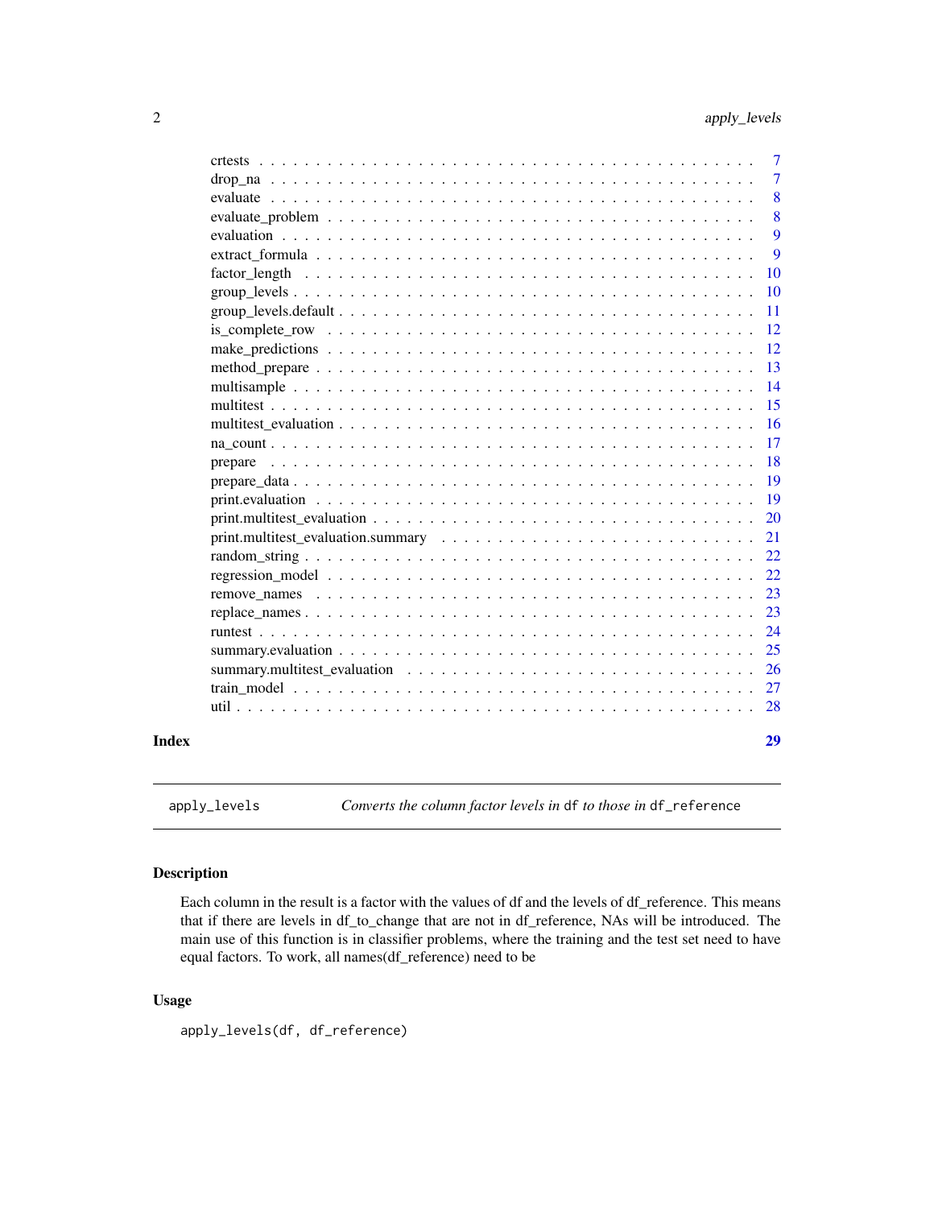crtests . . . . . . . . . . . . . . . . . . . . . . . . . . . . . . . . . . . . . . . . 7
drop_na . . . . . . . . . . . . . . . . . . . . . . . . . . . . . . . . . . . . . . . . 7
evaluate . . . . . . . . . . . . . . . . . . . . . . . . . . . . . . . . . . . . . . . . 8
evaluate_problem . . . . . . . . . . . . . . . . . . . . . . . . . . . . . . . . . . . . 8
evaluation . . . . . . . . . . . . . . . . . . . . . . . . . . . . . . . . . . . . . . . 9
extract_formula . . . . . . . . . . . . . . . . . . . . . . . . . . . . . . . . . . . . . 9
factor_length . . . . . . . . . . . . . . . . . . . . . . . . . . . . . . . . . . . . . . 10
group_levels . . . . . . . . . . . . . . . . . . . . . . . . . . . . . . . . . . . . . . . 10
group_levels.default . . . . . . . . . . . . . . . . . . . . . . . . . . . . . . . . . . . 11
is_complete_row . . . . . . . . . . . . . . . . . . . . . . . . . . . . . . . . . . . . . 12
make_predictions . . . . . . . . . . . . . . . . . . . . . . . . . . . . . . . . . . . . 12
method_prepare . . . . . . . . . . . . . . . . . . . . . . . . . . . . . . . . . . . . . 13
multisample . . . . . . . . . . . . . . . . . . . . . . . . . . . . . . . . . . . . . . . 14
multitest . . . . . . . . . . . . . . . . . . . . . . . . . . . . . . . . . . . . . . . . 15
multitest_evaluation . . . . . . . . . . . . . . . . . . . . . . . . . . . . . . . . . . . 16
na_count . . . . . . . . . . . . . . . . . . . . . . . . . . . . . . . . . . . . . . . . 17
prepare . . . . . . . . . . . . . . . . . . . . . . . . . . . . . . . . . . . . . . . . . 18
prepare_data . . . . . . . . . . . . . . . . . . . . . . . . . . . . . . . . . . . . . . . 19
print.evaluation . . . . . . . . . . . . . . . . . . . . . . . . . . . . . . . . . . . . . 19
print.multitest_evaluation . . . . . . . . . . . . . . . . . . . . . . . . . . . . . . . . 20
print.multitest_evaluation.summary . . . . . . . . . . . . . . . . . . . . . . . . . . . 21
random_string . . . . . . . . . . . . . . . . . . . . . . . . . . . . . . . . . . . . . . 22
regression_model . . . . . . . . . . . . . . . . . . . . . . . . . . . . . . . . . . . . 22
remove_names . . . . . . . . . . . . . . . . . . . . . . . . . . . . . . . . . . . . . . 23
replace_names . . . . . . . . . . . . . . . . . . . . . . . . . . . . . . . . . . . . . . 23
runtest . . . . . . . . . . . . . . . . . . . . . . . . . . . . . . . . . . . . . . . . . 24
summary.evaluation . . . . . . . . . . . . . . . . . . . . . . . . . . . . . . . . . . . 25
summary.multitest_evaluation . . . . . . . . . . . . . . . . . . . . . . . . . . . . . . 26
train_model . . . . . . . . . . . . . . . . . . . . . . . . . . . . . . . . . . . . . . . 27
util . . . . . . . . . . . . . . . . . . . . . . . . . . . . . . . . . . . . . . . . . . . 28

**Index** **29**

---

`apply_levels` *Converts the column factor levels in* `df` *to those in* `df_reference`

---

## Description

Each column in the result is a factor with the values of df and the levels of df_reference. This means that if there are levels in df_to_change that are not in df_reference, NAs will be introduced. The main use of this function is in classifier problems, where the training and the test set need to have equal factors. To work, all names(df_reference) need to be

## Usage

```
apply_levels(df, df_reference)
```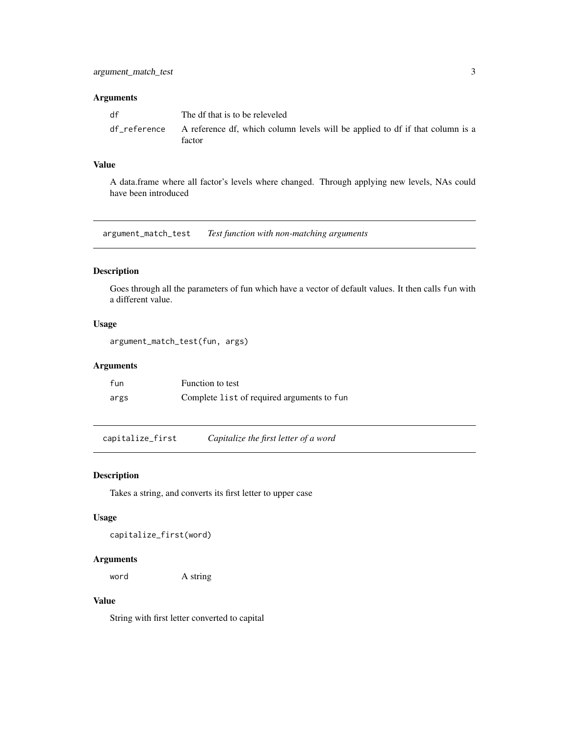### Arguments

| | |
|---|---|
| `df` | The df that is to be releveled |
| `df_reference` | A reference df, which column levels will be applied to df if that column is a factor |

### Value

A data.frame where all factor's levels where changed. Through applying new levels, NAs could have been introduced

---

## argument_match_test    *Test function with non-matching arguments*

---

### Description

Goes through all the parameters of fun which have a vector of default values. It then calls `fun` with a different value.

### Usage

```
argument_match_test(fun, args)
```

### Arguments

| | |
|---|---|
| `fun` | Function to test |
| `args` | Complete `list` of required arguments to `fun` |

---

## capitalize_first    *Capitalize the first letter of a word*

---

### Description

Takes a string, and converts its first letter to upper case

### Usage

```
capitalize_first(word)
```

### Arguments

| | |
|---|---|
| `word` | A string |

### Value

String with first letter converted to capital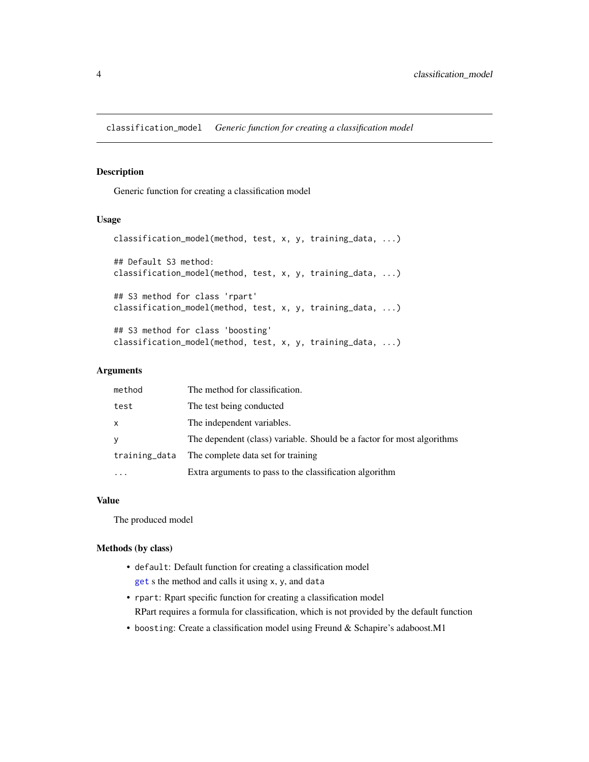## classification_model *Generic function for creating a classification model*

### Description

Generic function for creating a classification model

### Usage

```
classification_model(method, test, x, y, training_data, ...)

## Default S3 method:
classification_model(method, test, x, y, training_data, ...)

## S3 method for class 'rpart'
classification_model(method, test, x, y, training_data, ...)

## S3 method for class 'boosting'
classification_model(method, test, x, y, training_data, ...)
```

### Arguments

| | |
|---|---|
| `method` | The method for classification. |
| `test` | The test being conducted |
| `x` | The independent variables. |
| `y` | The dependent (class) variable. Should be a factor for most algorithms |
| `training_data` | The complete data set for training |
| `...` | Extra arguments to pass to the classification algorithm |

### Value

The produced model

### Methods (by class)

- `default`: Default function for creating a classification model
  `get` s the method and calls it using `x`, `y`, and `data`
- `rpart`: Rpart specific function for creating a classification model
  RPart requires a formula for classification, which is not provided by the default function
- `boosting`: Create a classification model using Freund & Schapire's adaboost.M1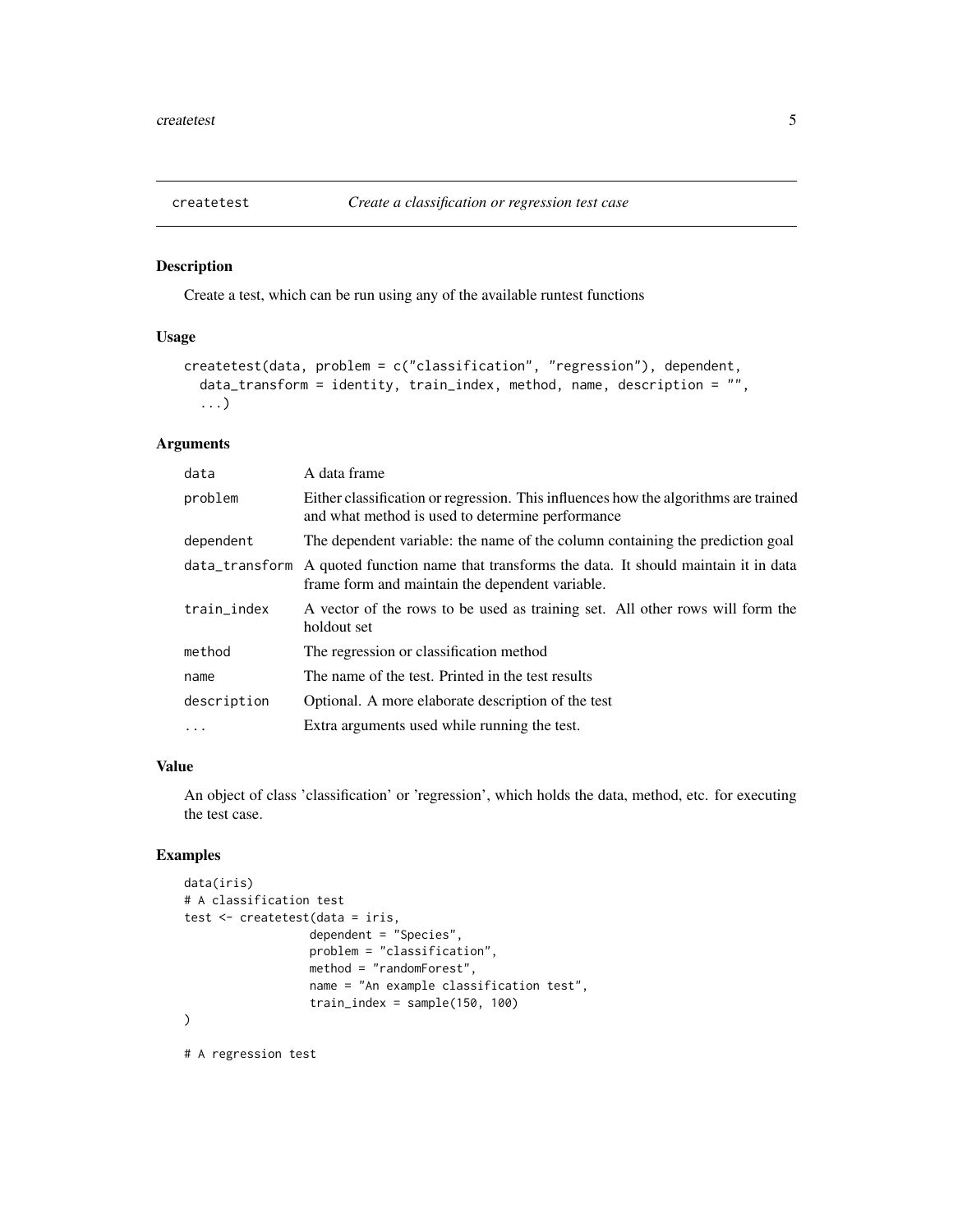## createtest — *Create a classification or regression test case*

### Description

Create a test, which can be run using any of the available runtest functions

### Usage

```
createtest(data, problem = c("classification", "regression"), dependent,
  data_transform = identity, train_index, method, name, description = "",
  ...)
```

### Arguments

| Argument | Description |
|---|---|
| data | A data frame |
| problem | Either classification or regression. This influences how the algorithms are trained and what method is used to determine performance |
| dependent | The dependent variable: the name of the column containing the prediction goal |
| data_transform | A quoted function name that transforms the data. It should maintain it in data frame form and maintain the dependent variable. |
| train_index | A vector of the rows to be used as training set. All other rows will form the holdout set |
| method | The regression or classification method |
| name | The name of the test. Printed in the test results |
| description | Optional. A more elaborate description of the test |
| ... | Extra arguments used while running the test. |

### Value

An object of class 'classification' or 'regression', which holds the data, method, etc. for executing the test case.

### Examples

```
data(iris)
# A classification test
test <- createtest(data = iris,
                   dependent = "Species",
                   problem = "classification",
                   method = "randomForest",
                   name = "An example classification test",
                   train_index = sample(150, 100)
)

# A regression test
```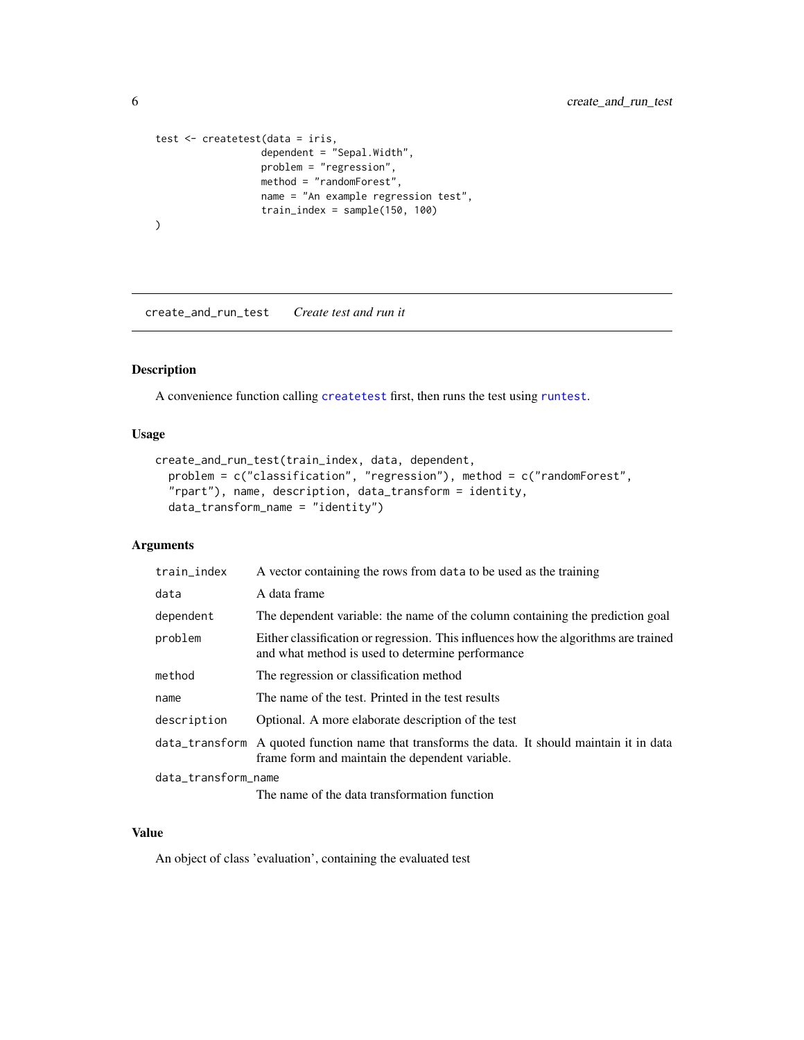```
test <- createtest(data = iris,
                   dependent = "Sepal.Width",
                   problem = "regression",
                   method = "randomForest",
                   name = "An example regression test",
                   train_index = sample(150, 100)
)
```

## create_and_run_test    *Create test and run it*

### Description

A convenience function calling `createtest` first, then runs the test using `runtest`.

### Usage

```
create_and_run_test(train_index, data, dependent,
  problem = c("classification", "regression"), method = c("randomForest",
  "rpart"), name, description, data_transform = identity,
  data_transform_name = "identity")
```

### Arguments

| | |
|---|---|
| `train_index` | A vector containing the rows from `data` to be used as the training |
| `data` | A data frame |
| `dependent` | The dependent variable: the name of the column containing the prediction goal |
| `problem` | Either classification or regression. This influences how the algorithms are trained and what method is used to determine performance |
| `method` | The regression or classification method |
| `name` | The name of the test. Printed in the test results |
| `description` | Optional. A more elaborate description of the test |
| `data_transform` | A quoted function name that transforms the data. It should maintain it in data frame form and maintain the dependent variable. |
| `data_transform_name` | The name of the data transformation function |

### Value

An object of class 'evaluation', containing the evaluated test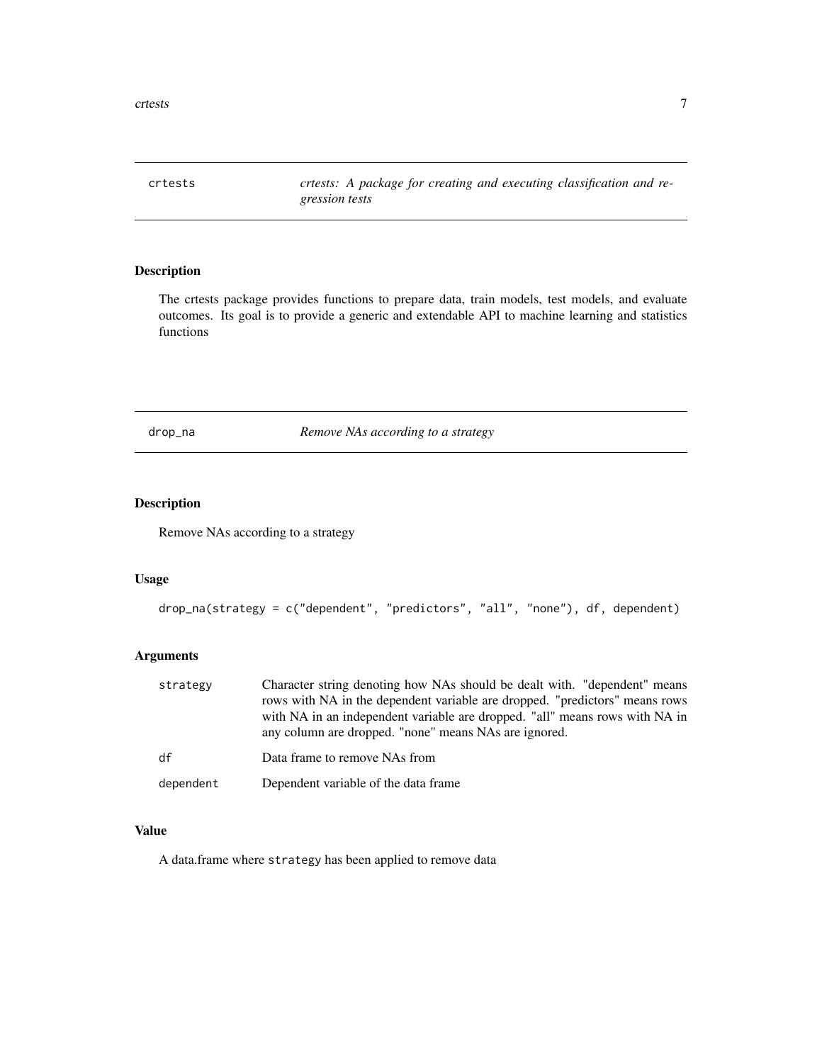## crtests — *crtests: A package for creating and executing classification and regression tests*

### Description

The crtests package provides functions to prepare data, train models, test models, and evaluate outcomes. Its goal is to provide a generic and extendable API to machine learning and statistics functions

## drop_na — *Remove NAs according to a strategy*

### Description

Remove NAs according to a strategy

### Usage

```
drop_na(strategy = c("dependent", "predictors", "all", "none"), df, dependent)
```

### Arguments

| | |
|---|---|
| `strategy` | Character string denoting how NAs should be dealt with. "dependent" means rows with NA in the dependent variable are dropped. "predictors" means rows with NA in an independent variable are dropped. "all" means rows with NA in any column are dropped. "none" means NAs are ignored. |
| `df` | Data frame to remove NAs from |
| `dependent` | Dependent variable of the data frame |

### Value

A data.frame where `strategy` has been applied to remove data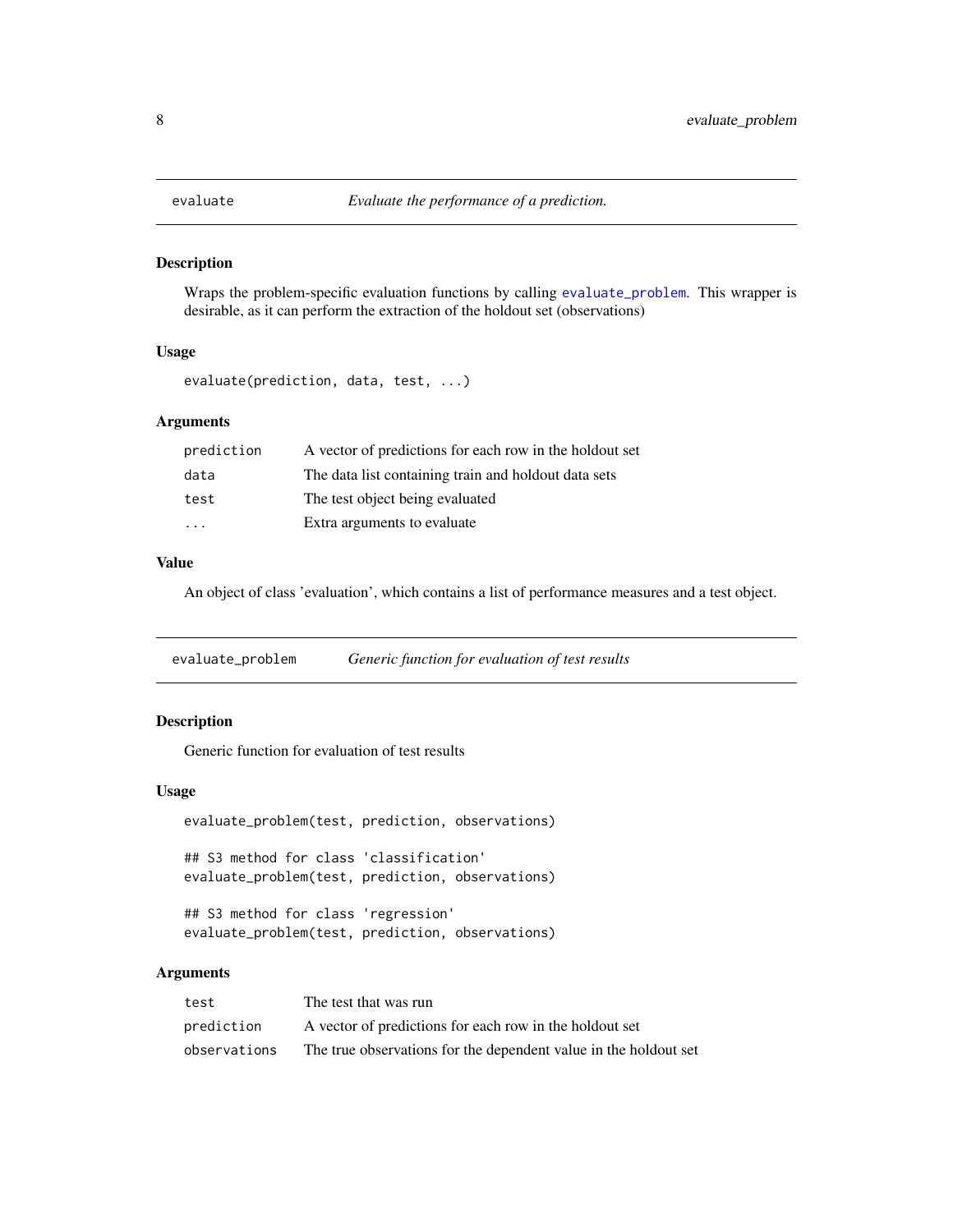## evaluate — *Evaluate the performance of a prediction.*

### Description

Wraps the problem-specific evaluation functions by calling `evaluate_problem`. This wrapper is desirable, as it can perform the extraction of the holdout set (observations)

### Usage

```
evaluate(prediction, data, test, ...)
```

### Arguments

| | |
|---|---|
| `prediction` | A vector of predictions for each row in the holdout set |
| `data` | The data list containing train and holdout data sets |
| `test` | The test object being evaluated |
| `...` | Extra arguments to evaluate |

### Value

An object of class 'evaluation', which contains a list of performance measures and a test object.

## evaluate_problem — *Generic function for evaluation of test results*

### Description

Generic function for evaluation of test results

### Usage

```
evaluate_problem(test, prediction, observations)

## S3 method for class 'classification'
evaluate_problem(test, prediction, observations)

## S3 method for class 'regression'
evaluate_problem(test, prediction, observations)
```

### Arguments

| | |
|---|---|
| `test` | The test that was run |
| `prediction` | A vector of predictions for each row in the holdout set |
| `observations` | The true observations for the dependent value in the holdout set |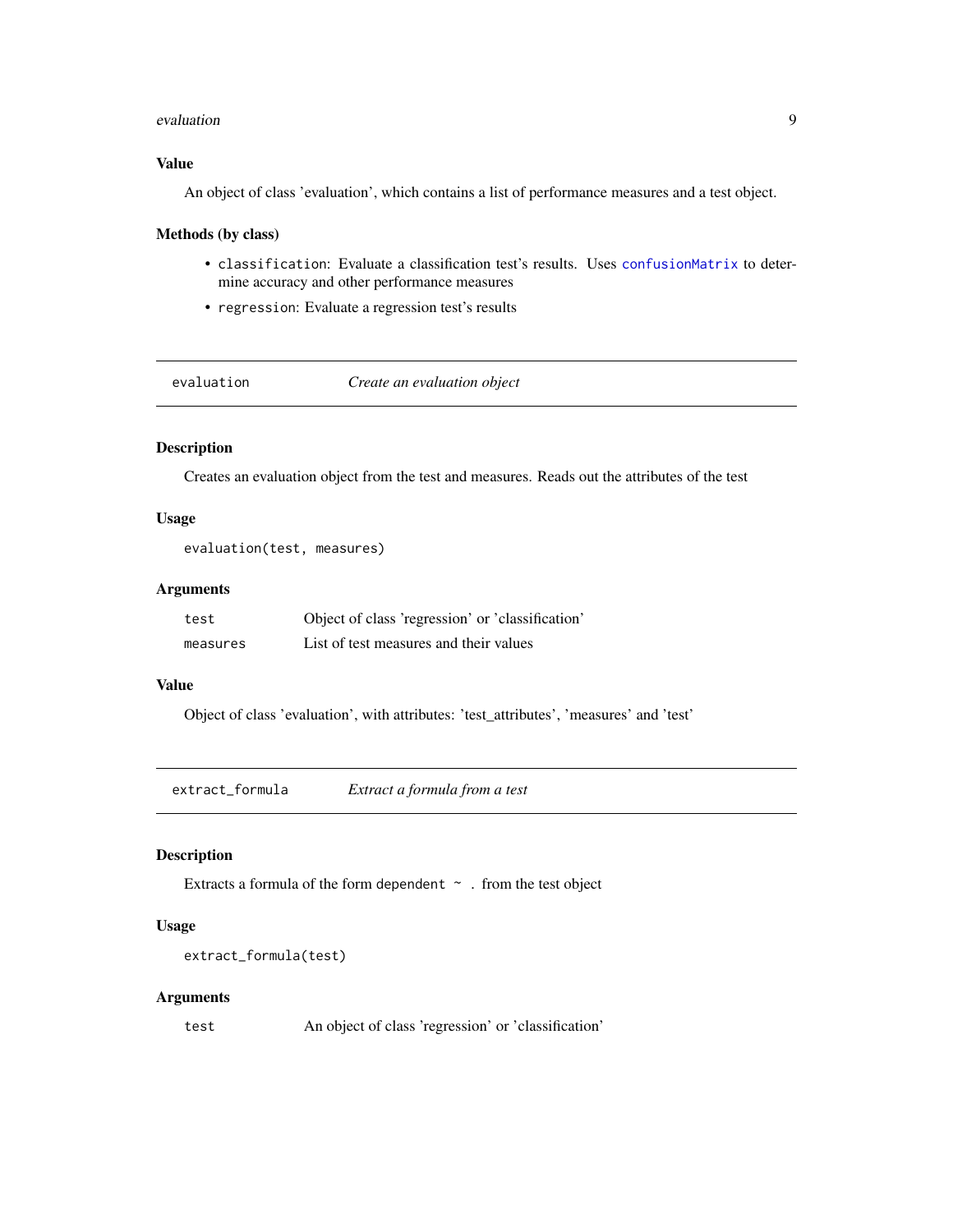### Value

An object of class 'evaluation', which contains a list of performance measures and a test object.

### Methods (by class)

- `classification`: Evaluate a classification test's results. Uses `confusionMatrix` to determine accuracy and other performance measures
- `regression`: Evaluate a regression test's results

---

## `evaluation` *Create an evaluation object*

---

### Description

Creates an evaluation object from the test and measures. Reads out the attributes of the test

### Usage

```
evaluation(test, measures)
```

### Arguments

| | |
|---|---|
| `test` | Object of class 'regression' or 'classification' |
| `measures` | List of test measures and their values |

### Value

Object of class 'evaluation', with attributes: 'test_attributes', 'measures' and 'test'

---

## `extract_formula` *Extract a formula from a test*

---

### Description

Extracts a formula of the form `dependent ~ .` from the test object

### Usage

```
extract_formula(test)
```

### Arguments

| | |
|---|---|
| `test` | An object of class 'regression' or 'classification' |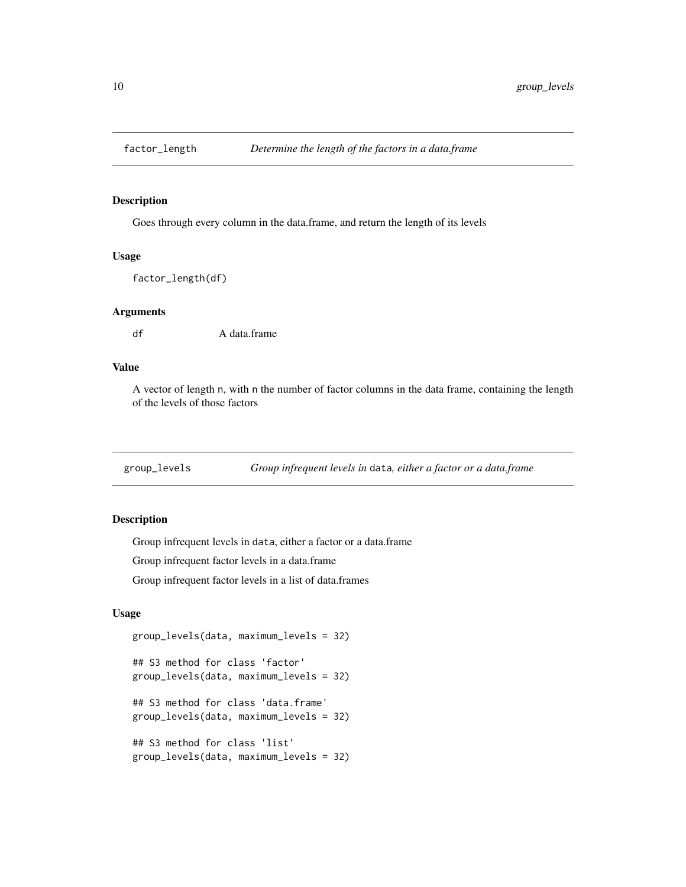## factor_length *Determine the length of the factors in a data.frame*

### Description

Goes through every column in the data.frame, and return the length of its levels

### Usage

```
factor_length(df)
```

### Arguments

| | |
|---|---|
| `df` | A data.frame |

### Value

A vector of length `n`, with `n` the number of factor columns in the data frame, containing the length of the levels of those factors

## group_levels *Group infrequent levels in `data`, either a factor or a data.frame*

### Description

Group infrequent levels in `data`, either a factor or a data.frame

Group infrequent factor levels in a data.frame

Group infrequent factor levels in a list of data.frames

### Usage

```
group_levels(data, maximum_levels = 32)

## S3 method for class 'factor'
group_levels(data, maximum_levels = 32)

## S3 method for class 'data.frame'
group_levels(data, maximum_levels = 32)

## S3 method for class 'list'
group_levels(data, maximum_levels = 32)
```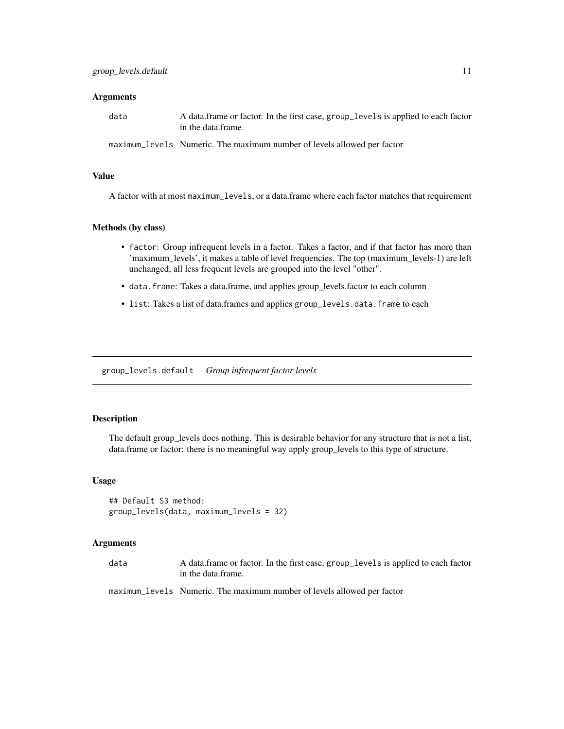### Arguments

| | |
|---|---|
| data | A data.frame or factor. In the first case, group_levels is applied to each factor in the data.frame. |
| maximum_levels | Numeric. The maximum number of levels allowed per factor |

### Value

A factor with at most maximum_levels, or a data.frame where each factor matches that requirement

### Methods (by class)

- factor: Group infrequent levels in a factor. Takes a factor, and if that factor has more than 'maximum_levels', it makes a table of level frequencies. The top (maximum_levels-1) are left unchanged, all less frequent levels are grouped into the level "other".
- data.frame: Takes a data.frame, and applies group_levels.factor to each column
- list: Takes a list of data.frames and applies group_levels.data.frame to each

---

## group_levels.default *Group infrequent factor levels*

### Description

The default group_levels does nothing. This is desirable behavior for any structure that is not a list, data.frame or factor: there is no meaningful way apply group_levels to this type of structure.

### Usage

```
## Default S3 method:
group_levels(data, maximum_levels = 32)
```

### Arguments

| | |
|---|---|
| data | A data.frame or factor. In the first case, group_levels is applied to each factor in the data.frame. |
| maximum_levels | Numeric. The maximum number of levels allowed per factor |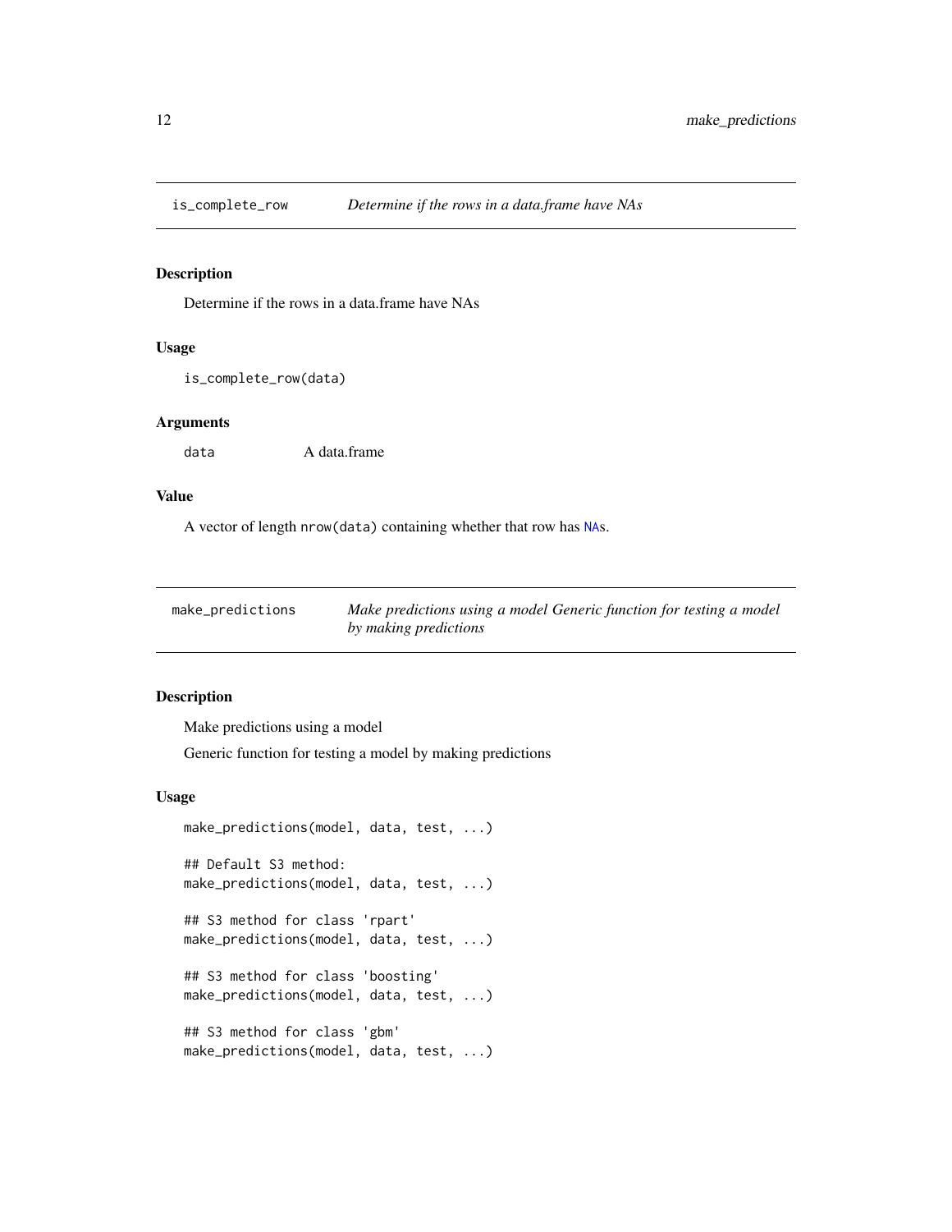## is_complete_row — *Determine if the rows in a data.frame have NAs*

### Description

Determine if the rows in a data.frame have NAs

### Usage

```
is_complete_row(data)
```

### Arguments

| | |
|---|---|
| `data` | A data.frame |

### Value

A vector of length `nrow(data)` containing whether that row has `NA`s.

## make_predictions — *Make predictions using a model Generic function for testing a model by making predictions*

### Description

Make predictions using a model

Generic function for testing a model by making predictions

### Usage

```
make_predictions(model, data, test, ...)

## Default S3 method:
make_predictions(model, data, test, ...)

## S3 method for class 'rpart'
make_predictions(model, data, test, ...)

## S3 method for class 'boosting'
make_predictions(model, data, test, ...)

## S3 method for class 'gbm'
make_predictions(model, data, test, ...)
```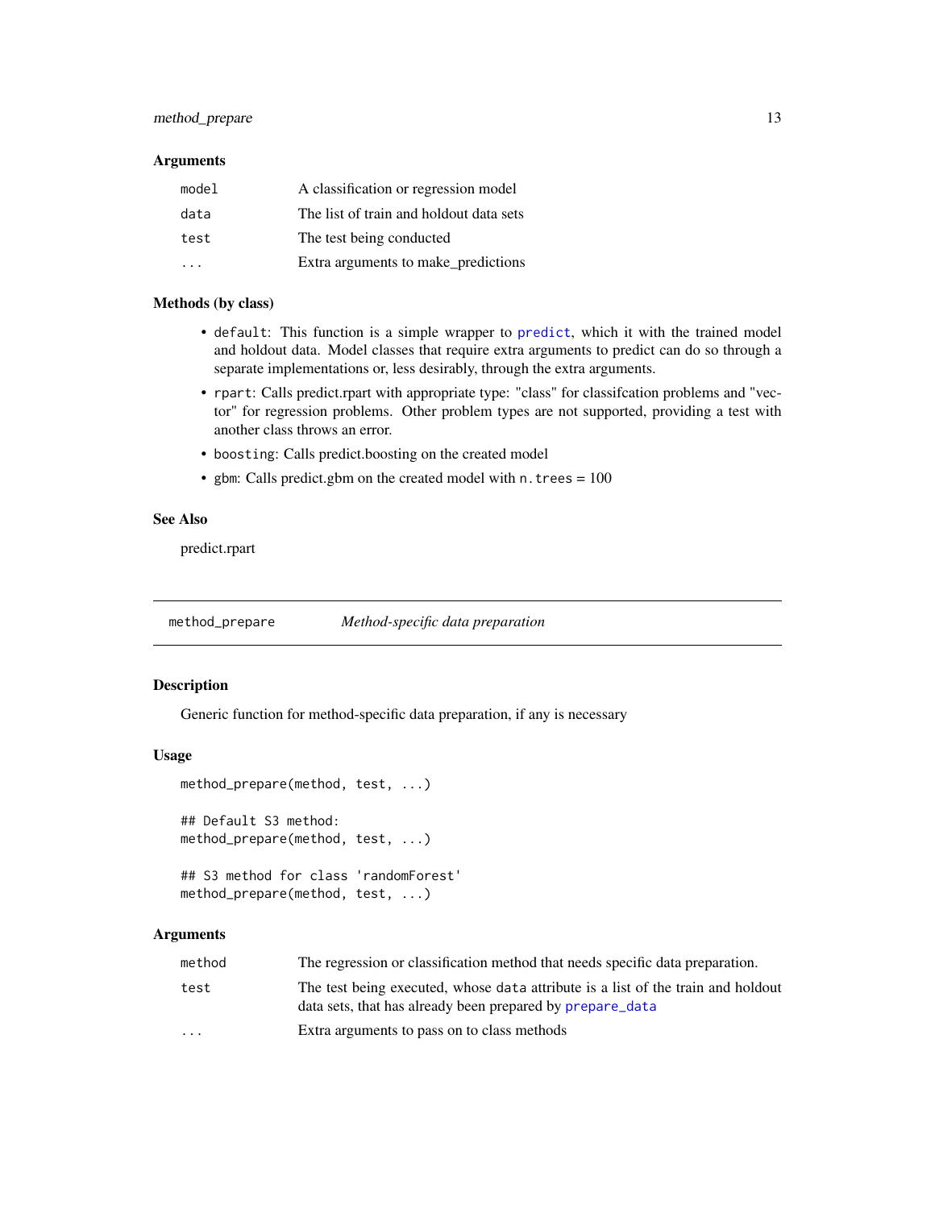### Arguments

| | |
|---|---|
| model | A classification or regression model |
| data | The list of train and holdout data sets |
| test | The test being conducted |
| ... | Extra arguments to make_predictions |

### Methods (by class)

- `default`: This function is a simple wrapper to `predict`, which it with the trained model and holdout data. Model classes that require extra arguments to predict can do so through a separate implementations or, less desirably, through the extra arguments.
- `rpart`: Calls predict.rpart with appropriate type: "class" for classifcation problems and "vector" for regression problems. Other problem types are not supported, providing a test with another class throws an error.
- `boosting`: Calls predict.boosting on the created model
- `gbm`: Calls predict.gbm on the created model with `n.trees` = 100

### See Also

predict.rpart

---

## method_prepare *Method-specific data preparation*

### Description

Generic function for method-specific data preparation, if any is necessary

### Usage

```
method_prepare(method, test, ...)

## Default S3 method:
method_prepare(method, test, ...)

## S3 method for class 'randomForest'
method_prepare(method, test, ...)
```

### Arguments

| | |
|---|---|
| method | The regression or classification method that needs specific data preparation. |
| test | The test being executed, whose `data` attribute is a list of the train and holdout data sets, that has already been prepared by `prepare_data` |
| ... | Extra arguments to pass on to class methods |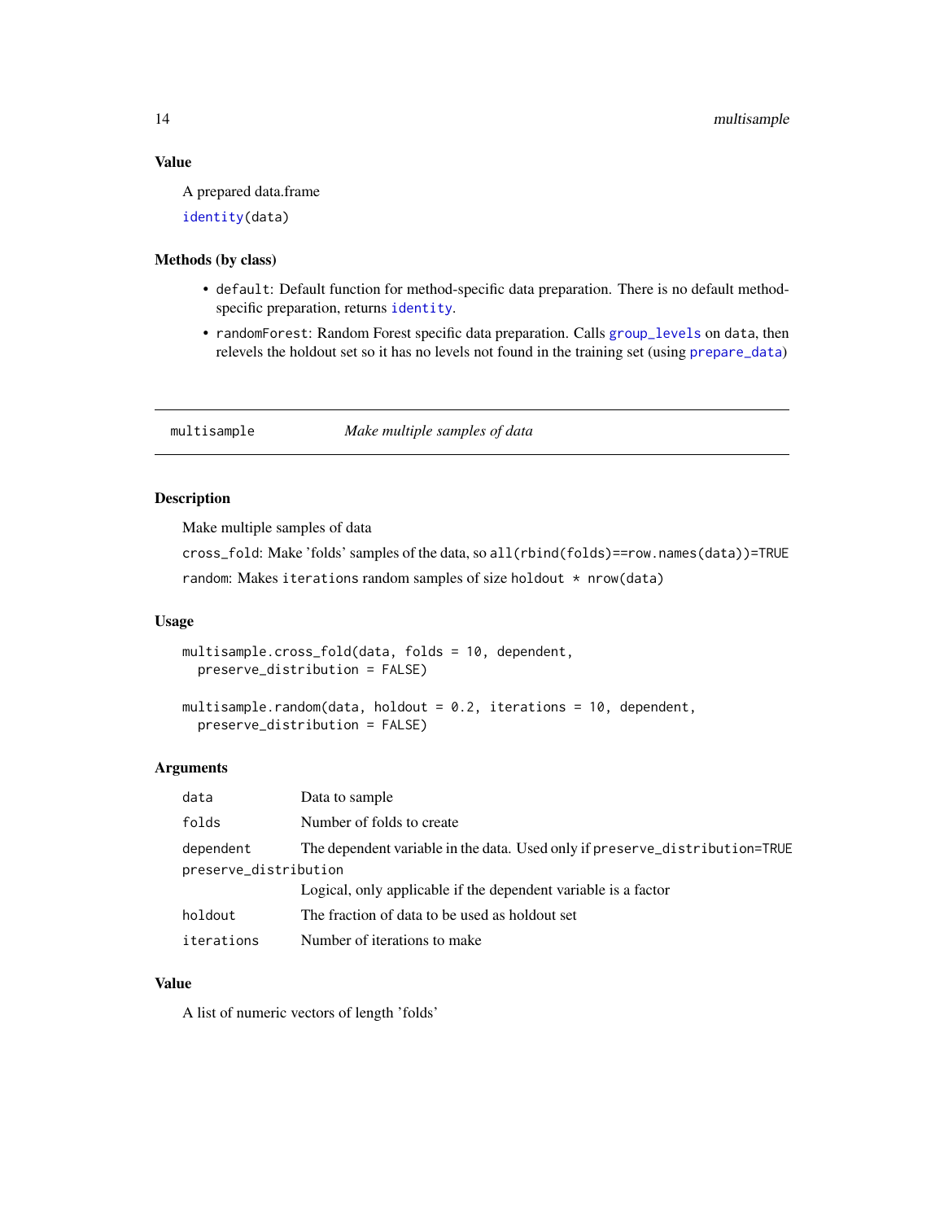### Value

A prepared data.frame

`identity(data)`

### Methods (by class)

- `default`: Default function for method-specific data preparation. There is no default method-specific preparation, returns `identity`.
- `randomForest`: Random Forest specific data preparation. Calls `group_levels` on `data`, then relevels the holdout set so it has no levels not found in the training set (using `prepare_data`)

---

## multisample — *Make multiple samples of data*

### Description

Make multiple samples of data

`cross_fold`: Make 'folds' samples of the data, so `all(rbind(folds)==row.names(data))=TRUE`

`random`: Makes `iterations` random samples of size `holdout * nrow(data)`

### Usage

```
multisample.cross_fold(data, folds = 10, dependent,
  preserve_distribution = FALSE)

multisample.random(data, holdout = 0.2, iterations = 10, dependent,
  preserve_distribution = FALSE)
```

### Arguments

| | |
|---|---|
| `data` | Data to sample |
| `folds` | Number of folds to create |
| `dependent` | The dependent variable in the data. Used only if `preserve_distribution=TRUE` |
| `preserve_distribution` | Logical, only applicable if the dependent variable is a factor |
| `holdout` | The fraction of data to be used as holdout set |
| `iterations` | Number of iterations to make |

### Value

A list of numeric vectors of length 'folds'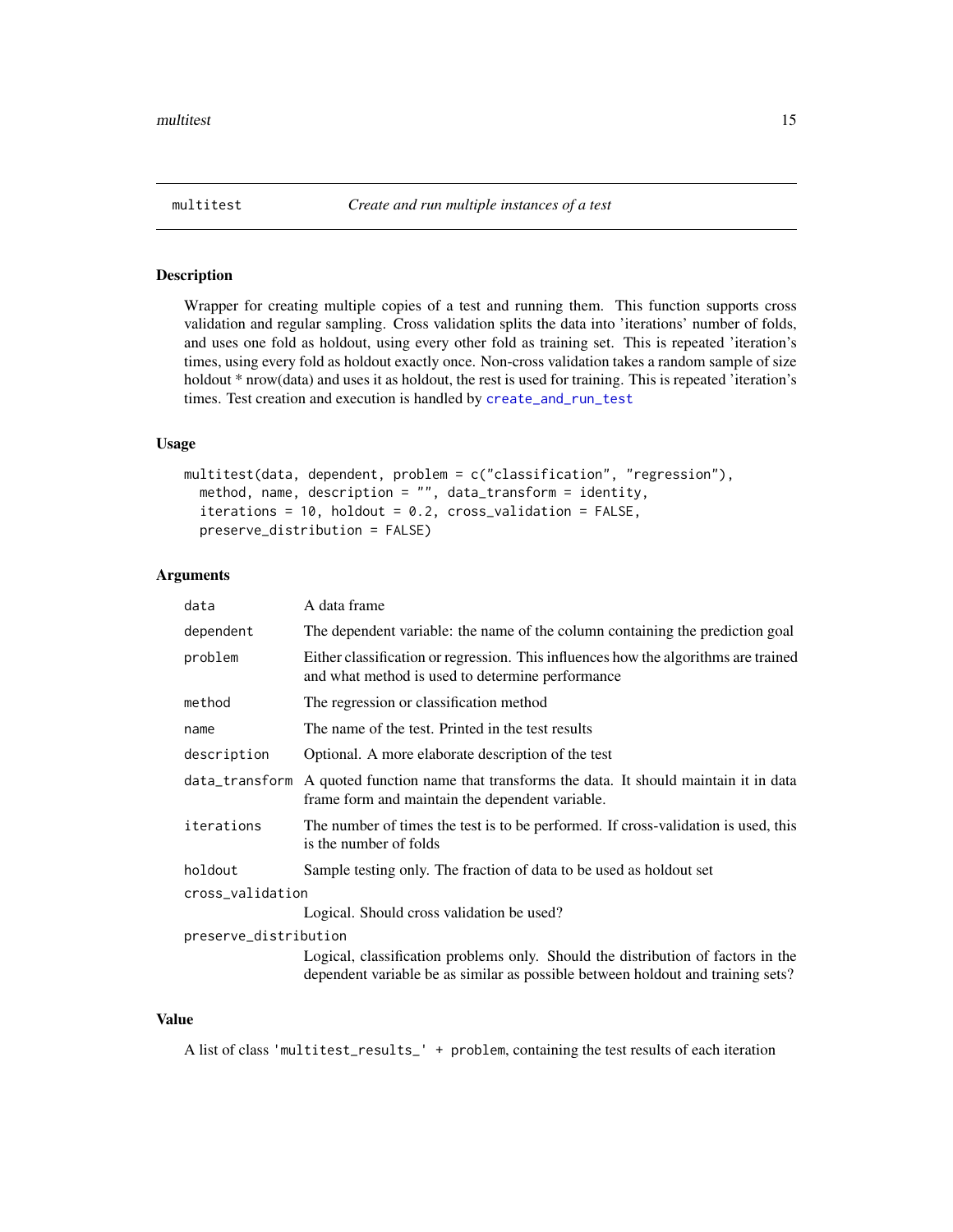## multitest — *Create and run multiple instances of a test*

### Description

Wrapper for creating multiple copies of a test and running them. This function supports cross validation and regular sampling. Cross validation splits the data into 'iterations' number of folds, and uses one fold as holdout, using every other fold as training set. This is repeated 'iteration's times, using every fold as holdout exactly once. Non-cross validation takes a random sample of size holdout * nrow(data) and uses it as holdout, the rest is used for training. This is repeated 'iteration's times. Test creation and execution is handled by `create_and_run_test`

### Usage

```
multitest(data, dependent, problem = c("classification", "regression"),
  method, name, description = "", data_transform = identity,
  iterations = 10, holdout = 0.2, cross_validation = FALSE,
  preserve_distribution = FALSE)
```

### Arguments

| Argument | Description |
|---|---|
| `data` | A data frame |
| `dependent` | The dependent variable: the name of the column containing the prediction goal |
| `problem` | Either classification or regression. This influences how the algorithms are trained and what method is used to determine performance |
| `method` | The regression or classification method |
| `name` | The name of the test. Printed in the test results |
| `description` | Optional. A more elaborate description of the test |
| `data_transform` | A quoted function name that transforms the data. It should maintain it in data frame form and maintain the dependent variable. |
| `iterations` | The number of times the test is to be performed. If cross-validation is used, this is the number of folds |
| `holdout` | Sample testing only. The fraction of data to be used as holdout set |
| `cross_validation` | Logical. Should cross validation be used? |
| `preserve_distribution` | Logical, classification problems only. Should the distribution of factors in the dependent variable be as similar as possible between holdout and training sets? |

### Value

A list of class `'multitest_results_' + problem`, containing the test results of each iteration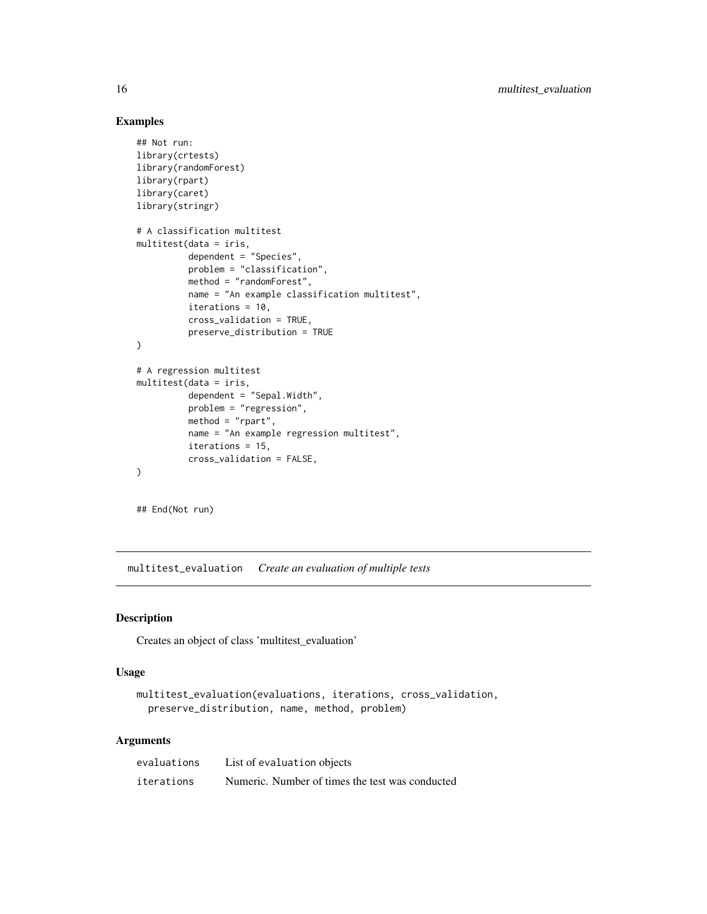## Examples

```
## Not run:
library(crtests)
library(randomForest)
library(rpart)
library(caret)
library(stringr)

# A classification multitest
multitest(data = iris,
          dependent = "Species",
          problem = "classification",
          method = "randomForest",
          name = "An example classification multitest",
          iterations = 10,
          cross_validation = TRUE,
          preserve_distribution = TRUE
)

# A regression multitest
multitest(data = iris,
          dependent = "Sepal.Width",
          problem = "regression",
          method = "rpart",
          name = "An example regression multitest",
          iterations = 15,
          cross_validation = FALSE,
)

## End(Not run)
```

---

# multitest_evaluation *Create an evaluation of multiple tests*

## Description

Creates an object of class 'multitest_evaluation'

## Usage

```
multitest_evaluation(evaluations, iterations, cross_validation,
  preserve_distribution, name, method, problem)
```

## Arguments

| | |
|---|---|
| evaluations | List of evaluation objects |
| iterations | Numeric. Number of times the test was conducted |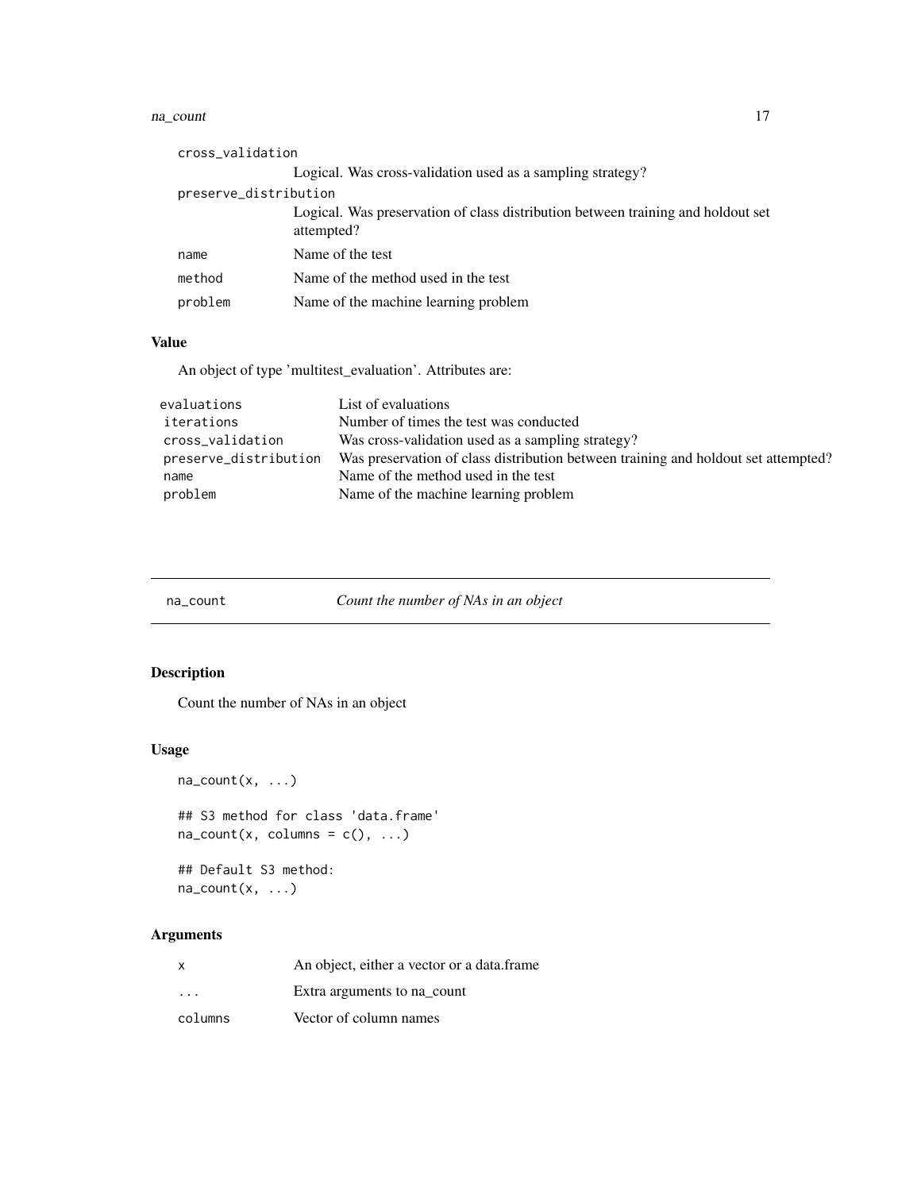| | |
|---|---|
| `cross_validation` | Logical. Was cross-validation used as a sampling strategy? |
| `preserve_distribution` | Logical. Was preservation of class distribution between training and holdout set attempted? |
| `name` | Name of the test |
| `method` | Name of the method used in the test |
| `problem` | Name of the machine learning problem |

### Value

An object of type 'multitest_evaluation'. Attributes are:

| | |
|---|---|
| `evaluations` | List of evaluations |
| `iterations` | Number of times the test was conducted |
| `cross_validation` | Was cross-validation used as a sampling strategy? |
| `preserve_distribution` | Was preservation of class distribution between training and holdout set attempted? |
| `name` | Name of the method used in the test |
| `problem` | Name of the machine learning problem |

---

## `na_count` *Count the number of NAs in an object*

### Description

Count the number of NAs in an object

### Usage

```
na_count(x, ...)

## S3 method for class 'data.frame'
na_count(x, columns = c(), ...)

## Default S3 method:
na_count(x, ...)
```

### Arguments

| | |
|---|---|
| `x` | An object, either a vector or a data.frame |
| `...` | Extra arguments to na_count |
| `columns` | Vector of column names |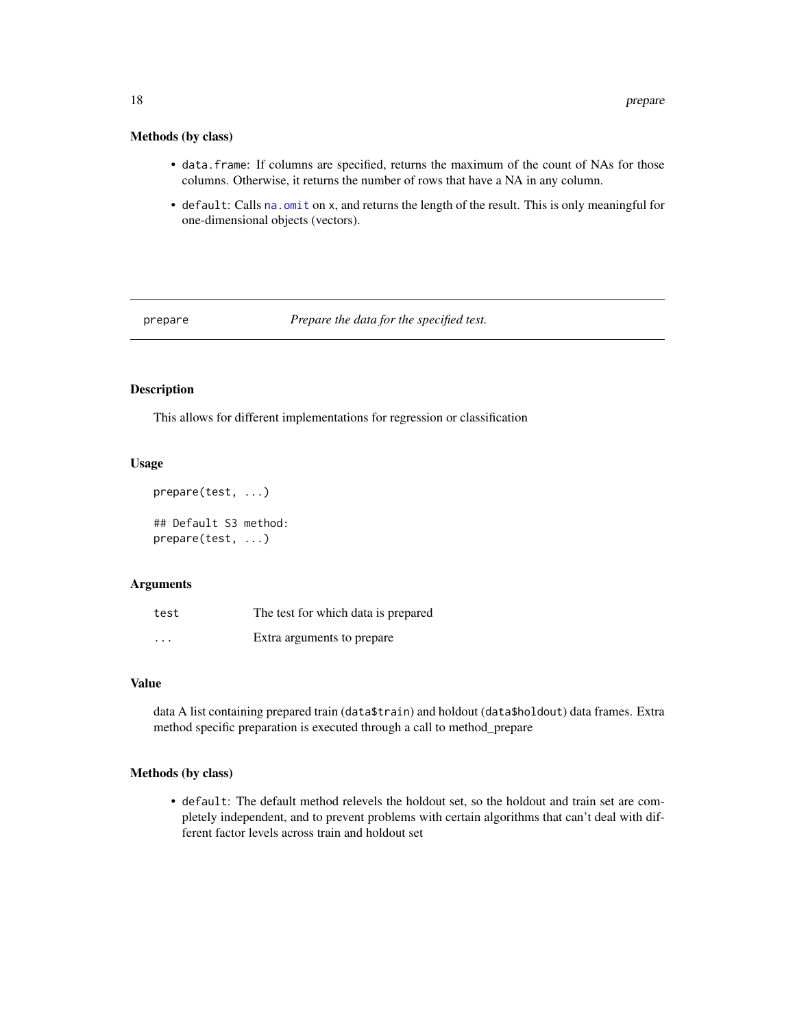### Methods (by class)

- `data.frame`: If columns are specified, returns the maximum of the count of NAs for those columns. Otherwise, it returns the number of rows that have a NA in any column.
- `default`: Calls `na.omit` on `x`, and returns the length of the result. This is only meaningful for one-dimensional objects (vectors).

---

## prepare — *Prepare the data for the specified test.*

---

### Description

This allows for different implementations for regression or classification

### Usage

```
prepare(test, ...)

## Default S3 method:
prepare(test, ...)
```

### Arguments

| | |
|---|---|
| `test` | The test for which data is prepared |
| `...` | Extra arguments to prepare |

### Value

data A list containing prepared train (`data$train`) and holdout (`data$holdout`) data frames. Extra method specific preparation is executed through a call to method_prepare

### Methods (by class)

- `default`: The default method relevels the holdout set, so the holdout and train set are completely independent, and to prevent problems with certain algorithms that can't deal with different factor levels across train and holdout set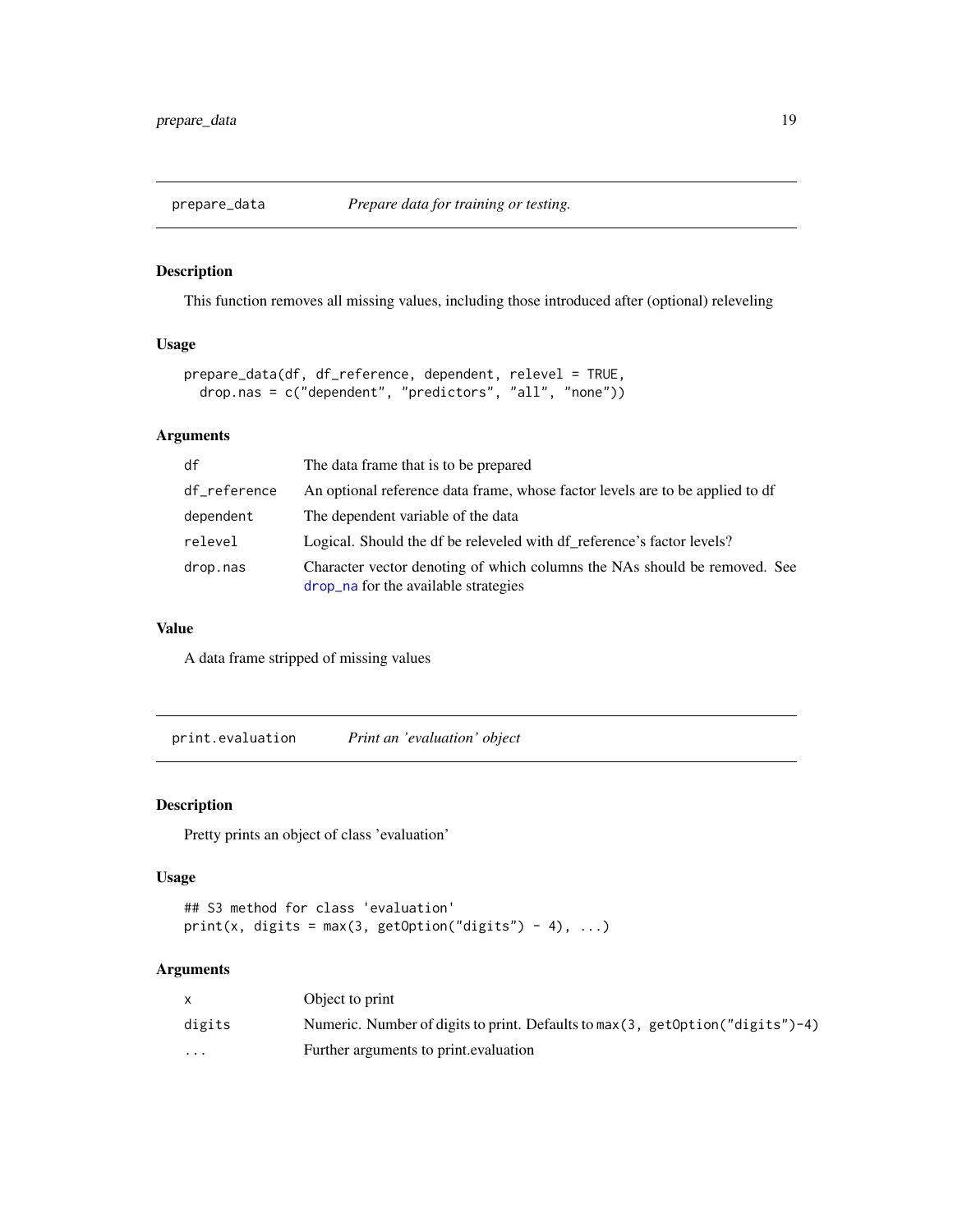## prepare_data — *Prepare data for training or testing.*

### Description

This function removes all missing values, including those introduced after (optional) releveling

### Usage

```
prepare_data(df, df_reference, dependent, relevel = TRUE,
  drop.nas = c("dependent", "predictors", "all", "none"))
```

### Arguments

| | |
|---|---|
| `df` | The data frame that is to be prepared |
| `df_reference` | An optional reference data frame, whose factor levels are to be applied to df |
| `dependent` | The dependent variable of the data |
| `relevel` | Logical. Should the df be releveled with df_reference's factor levels? |
| `drop.nas` | Character vector denoting of which columns the NAs should be removed. See `drop_na` for the available strategies |

### Value

A data frame stripped of missing values

## print.evaluation — *Print an 'evaluation' object*

### Description

Pretty prints an object of class 'evaluation'

### Usage

```
## S3 method for class 'evaluation'
print(x, digits = max(3, getOption("digits") - 4), ...)
```

### Arguments

| | |
|---|---|
| `x` | Object to print |
| `digits` | Numeric. Number of digits to print. Defaults to `max(3, getOption("digits")-4)` |
| `...` | Further arguments to print.evaluation |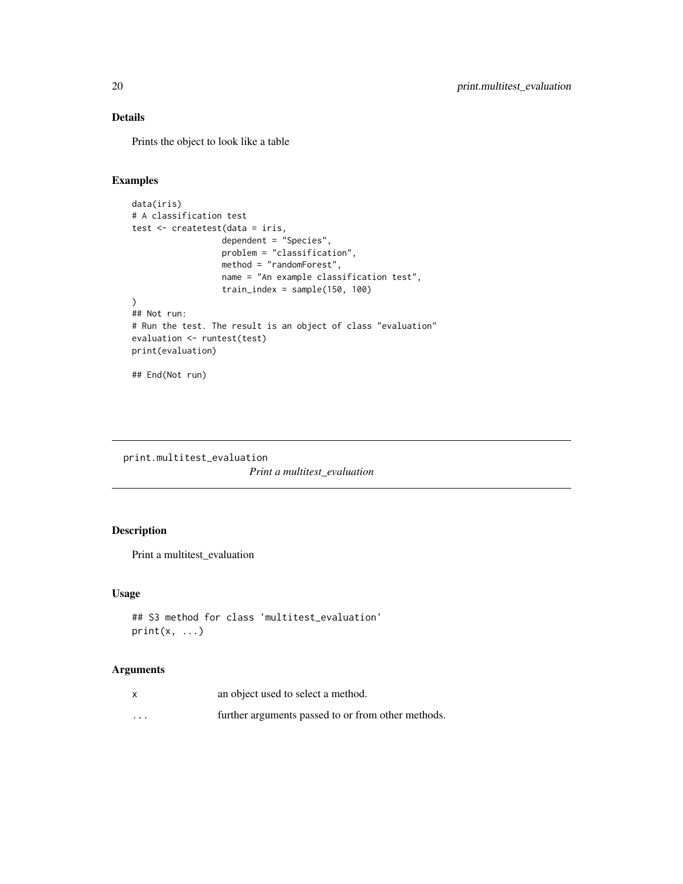## Details

Prints the object to look like a table

## Examples

```
data(iris)
# A classification test
test <- createtest(data = iris,
                  dependent = "Species",
                  problem = "classification",
                  method = "randomForest",
                  name = "An example classification test",
                  train_index = sample(150, 100)
)
## Not run:
# Run the test. The result is an object of class "evaluation"
evaluation <- runtest(test)
print(evaluation)

## End(Not run)
```

---

# print.multitest_evaluation

*Print a multitest_evaluation*

## Description

Print a multitest_evaluation

## Usage

```
## S3 method for class 'multitest_evaluation'
print(x, ...)
```

## Arguments

| | |
|---|---|
| x | an object used to select a method. |
| ... | further arguments passed to or from other methods. |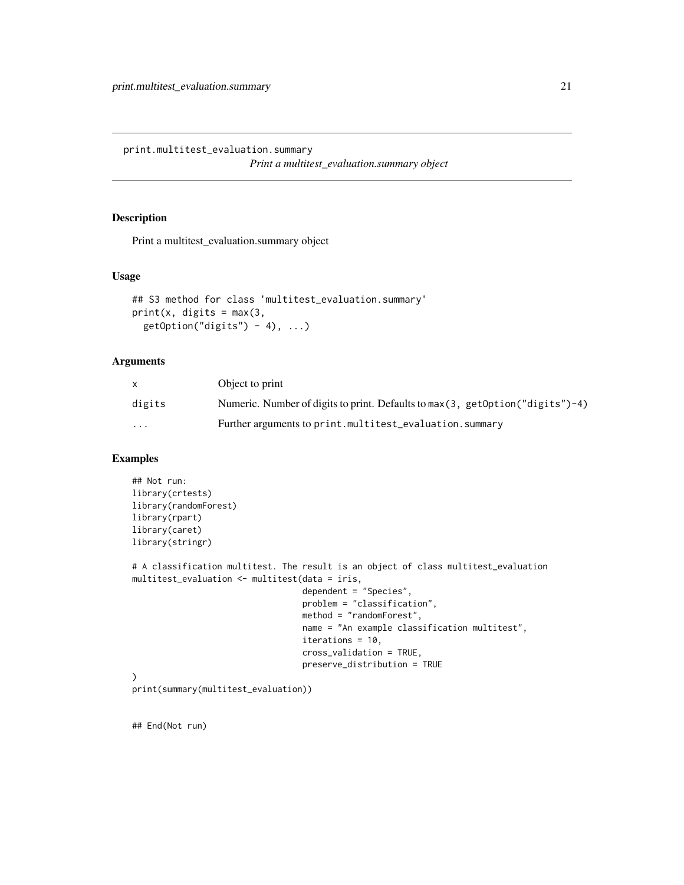print.multitest_evaluation.summary

*Print a multitest_evaluation.summary object*

## Description

Print a multitest_evaluation.summary object

## Usage

```
## S3 method for class 'multitest_evaluation.summary'
print(x, digits = max(3,
  getOption("digits") - 4), ...)
```

## Arguments

| | |
|---|---|
| `x` | Object to print |
| `digits` | Numeric. Number of digits to print. Defaults to `max(3, getOption("digits")-4)` |
| `...` | Further arguments to `print.multitest_evaluation.summary` |

## Examples

```
## Not run:
library(crtests)
library(randomForest)
library(rpart)
library(caret)
library(stringr)

# A classification multitest. The result is an object of class multitest_evaluation
multitest_evaluation <- multitest(data = iris,
                                  dependent = "Species",
                                  problem = "classification",
                                  method = "randomForest",
                                  name = "An example classification multitest",
                                  iterations = 10,
                                  cross_validation = TRUE,
                                  preserve_distribution = TRUE
)
print(summary(multitest_evaluation))


## End(Not run)
```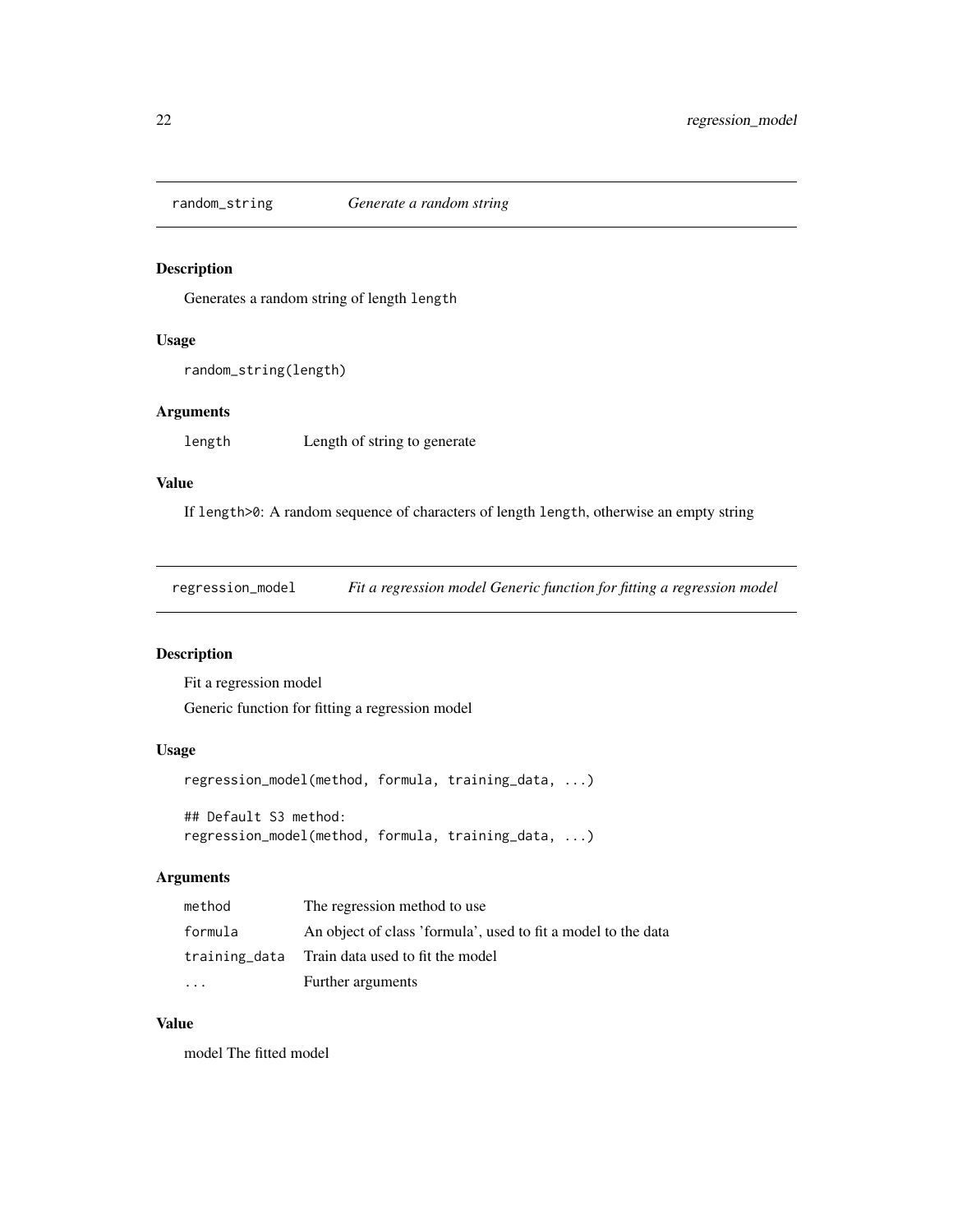## random_string *Generate a random string*

### Description

Generates a random string of length `length`

### Usage

```
random_string(length)
```

### Arguments

| | |
|---|---|
| `length` | Length of string to generate |

### Value

If `length>0`: A random sequence of characters of length `length`, otherwise an empty string

## regression_model *Fit a regression model Generic function for fitting a regression model*

### Description

Fit a regression model

Generic function for fitting a regression model

### Usage

```
regression_model(method, formula, training_data, ...)

## Default S3 method:
regression_model(method, formula, training_data, ...)
```

### Arguments

| | |
|---|---|
| `method` | The regression method to use |
| `formula` | An object of class 'formula', used to fit a model to the data |
| `training_data` | Train data used to fit the model |
| `...` | Further arguments |

### Value

model The fitted model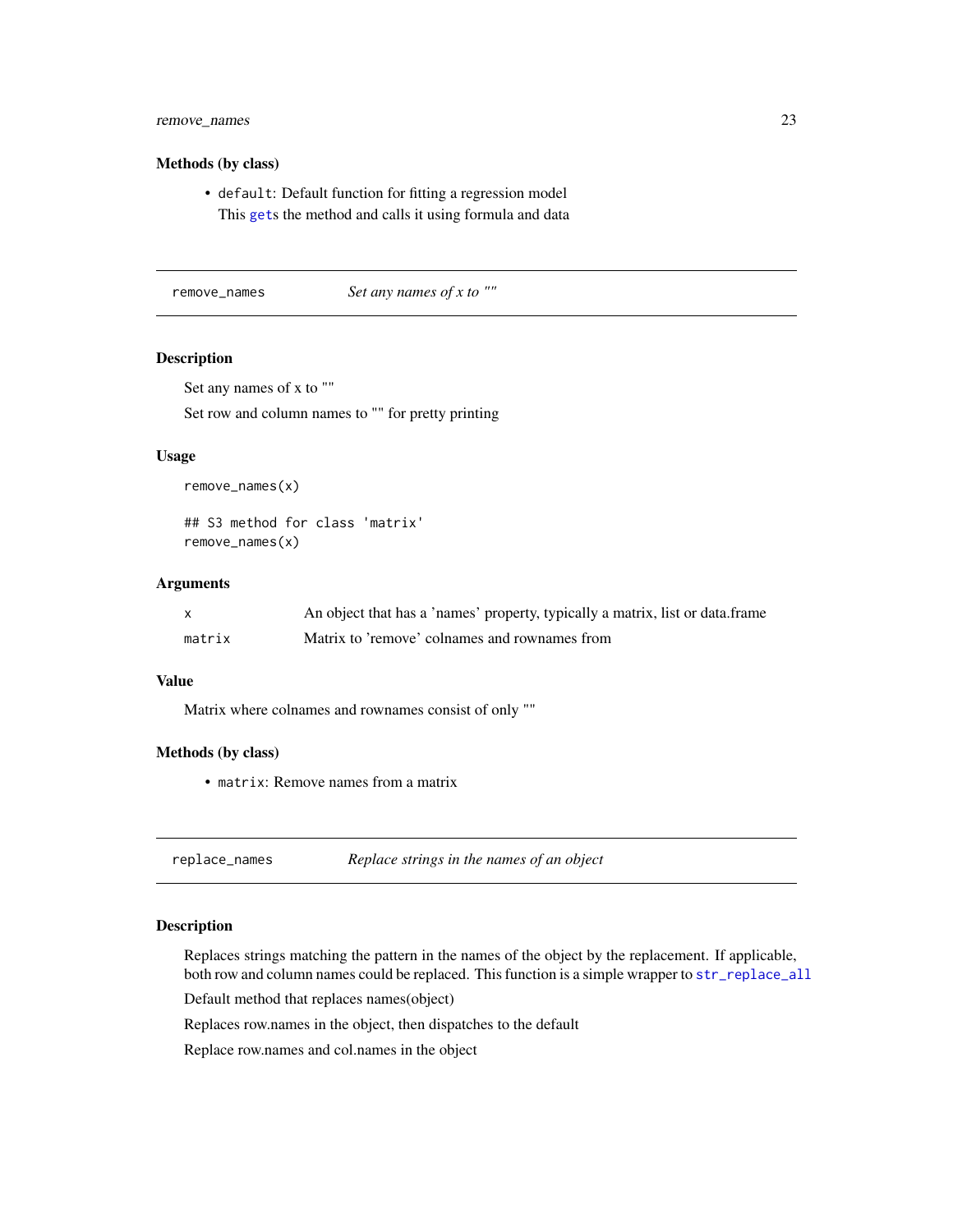### Methods (by class)

- `default`: Default function for fitting a regression model
  This `get`s the method and calls it using formula and data

---

## remove_names — *Set any names of x to ""*

### Description

Set any names of x to ""

Set row and column names to "" for pretty printing

### Usage

```
remove_names(x)

## S3 method for class 'matrix'
remove_names(x)
```

### Arguments

| | |
|---|---|
| `x` | An object that has a 'names' property, typically a matrix, list or data.frame |
| `matrix` | Matrix to 'remove' colnames and rownames from |

### Value

Matrix where colnames and rownames consist of only ""

### Methods (by class)

- `matrix`: Remove names from a matrix

---

## replace_names — *Replace strings in the names of an object*

### Description

Replaces strings matching the pattern in the names of the object by the replacement. If applicable, both row and column names could be replaced. This function is a simple wrapper to `str_replace_all`

Default method that replaces names(object)

Replaces row.names in the object, then dispatches to the default

Replace row.names and col.names in the object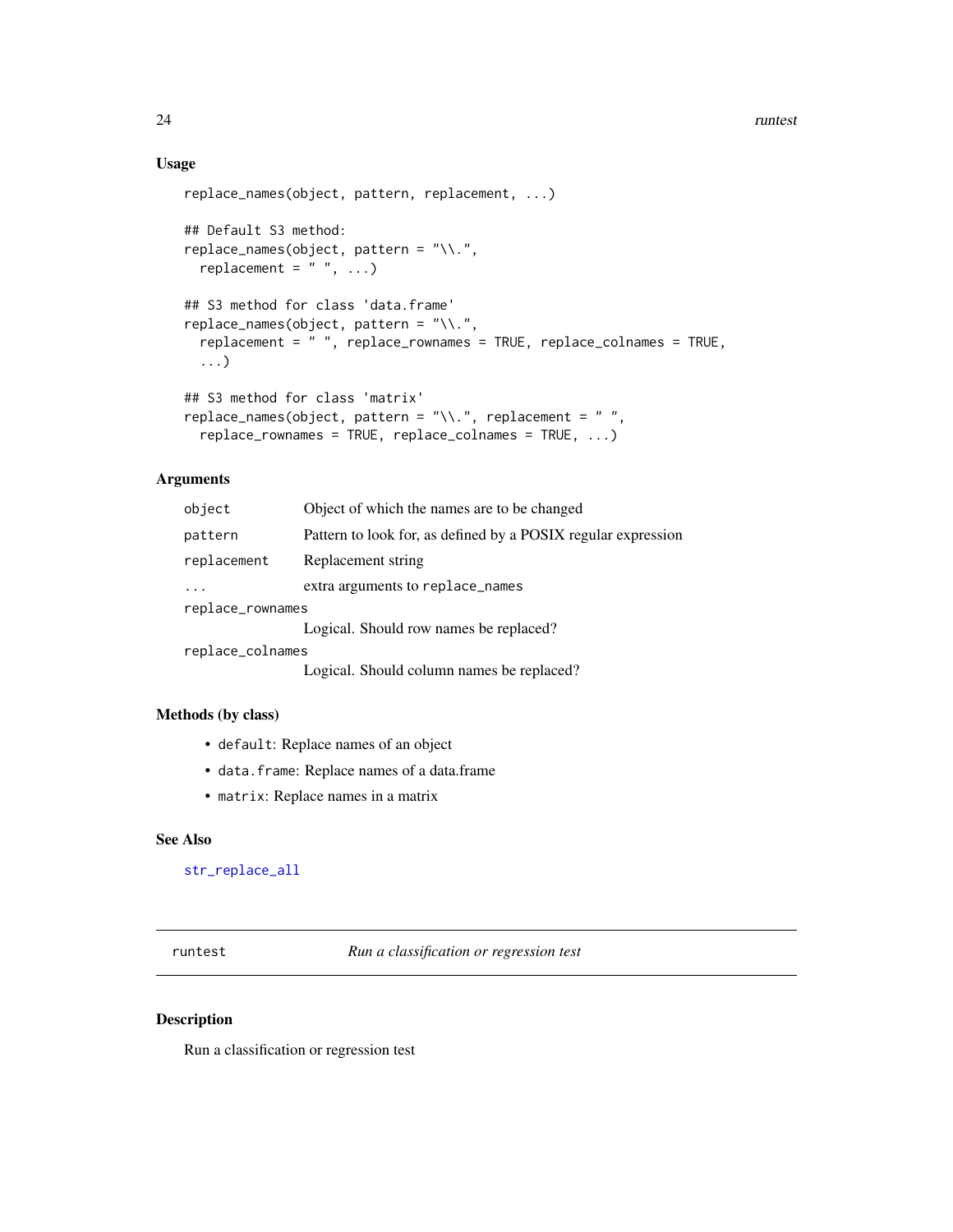## Usage

```
replace_names(object, pattern, replacement, ...)

## Default S3 method:
replace_names(object, pattern = "\\.",
  replacement = " ", ...)

## S3 method for class 'data.frame'
replace_names(object, pattern = "\\.",
  replacement = " ", replace_rownames = TRUE, replace_colnames = TRUE,
  ...)

## S3 method for class 'matrix'
replace_names(object, pattern = "\\.", replacement = " ",
  replace_rownames = TRUE, replace_colnames = TRUE, ...)
```

## Arguments

| | |
|---|---|
| `object` | Object of which the names are to be changed |
| `pattern` | Pattern to look for, as defined by a POSIX regular expression |
| `replacement` | Replacement string |
| `...` | extra arguments to `replace_names` |
| `replace_rownames` | Logical. Should row names be replaced? |
| `replace_colnames` | Logical. Should column names be replaced? |

## Methods (by class)

- `default`: Replace names of an object
- `data.frame`: Replace names of a data.frame
- `matrix`: Replace names in a matrix

## See Also

`str_replace_all`

---

# runtest — *Run a classification or regression test*

## Description

Run a classification or regression test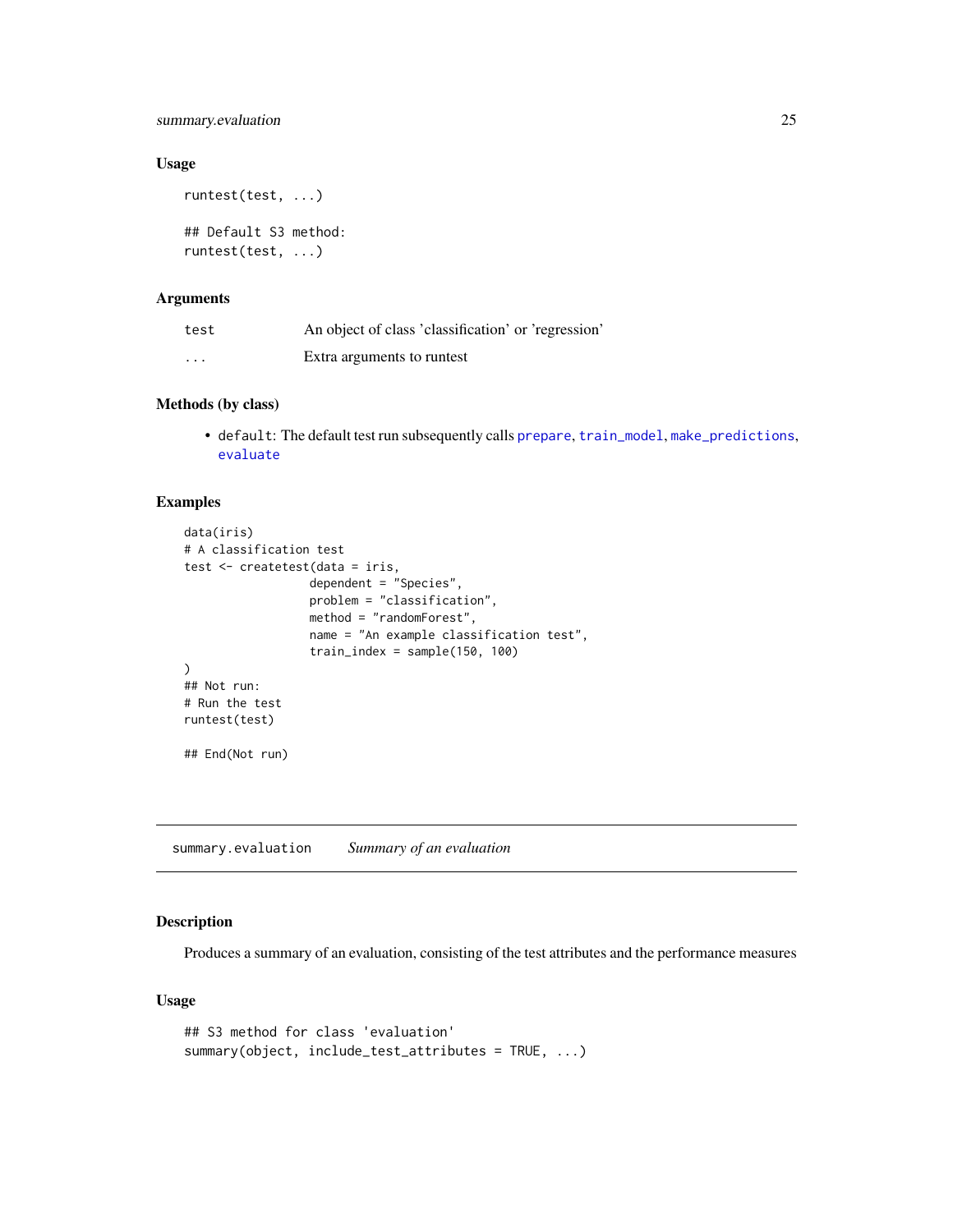### Usage

```
runtest(test, ...)

## Default S3 method:
runtest(test, ...)
```

### Arguments

| | |
|---|---|
| `test` | An object of class 'classification' or 'regression' |
| `...` | Extra arguments to runtest |

### Methods (by class)

- `default`: The default test run subsequently calls `prepare`, `train_model`, `make_predictions`, `evaluate`

### Examples

```
data(iris)
# A classification test
test <- createtest(data = iris,
                  dependent = "Species",
                  problem = "classification",
                  method = "randomForest",
                  name = "An example classification test",
                  train_index = sample(150, 100)
)
## Not run:
# Run the test
runtest(test)

## End(Not run)
```

---

## `summary.evaluation` *Summary of an evaluation*

### Description

Produces a summary of an evaluation, consisting of the test attributes and the performance measures

### Usage

```
## S3 method for class 'evaluation'
summary(object, include_test_attributes = TRUE, ...)
```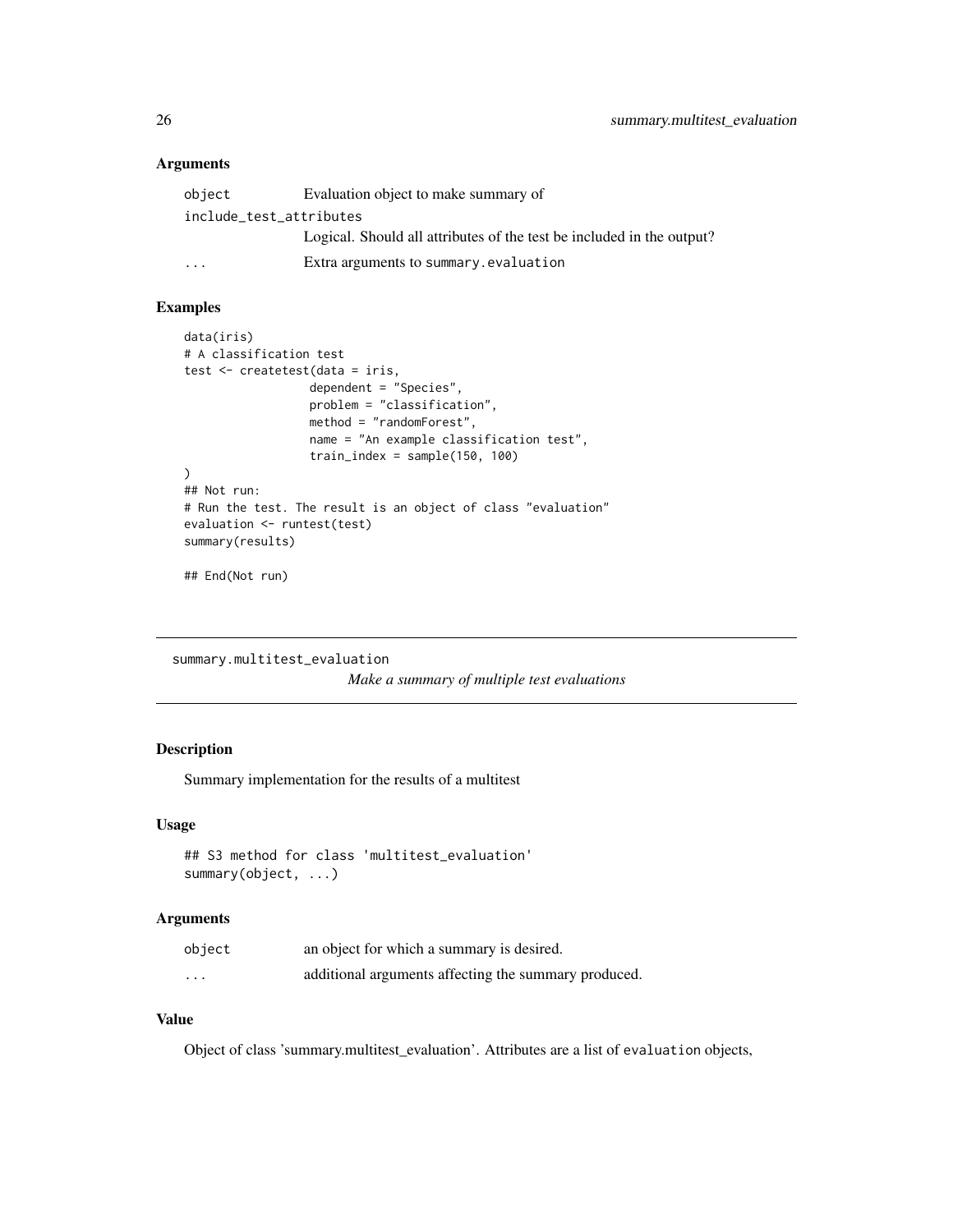### Arguments

| | |
|---|---|
| `object` | Evaluation object to make summary of |
| `include_test_attributes` | Logical. Should all attributes of the test be included in the output? |
| `...` | Extra arguments to `summary.evaluation` |

### Examples

```
data(iris)
# A classification test
test <- createtest(data = iris,
                   dependent = "Species",
                   problem = "classification",
                   method = "randomForest",
                   name = "An example classification test",
                   train_index = sample(150, 100)
)
## Not run:
# Run the test. The result is an object of class "evaluation"
evaluation <- runtest(test)
summary(results)

## End(Not run)
```

---

## summary.multitest_evaluation

*Make a summary of multiple test evaluations*

---

### Description

Summary implementation for the results of a multitest

### Usage

```
## S3 method for class 'multitest_evaluation'
summary(object, ...)
```

### Arguments

| | |
|---|---|
| `object` | an object for which a summary is desired. |
| `...` | additional arguments affecting the summary produced. |

### Value

Object of class 'summary.multitest_evaluation'. Attributes are a list of `evaluation` objects,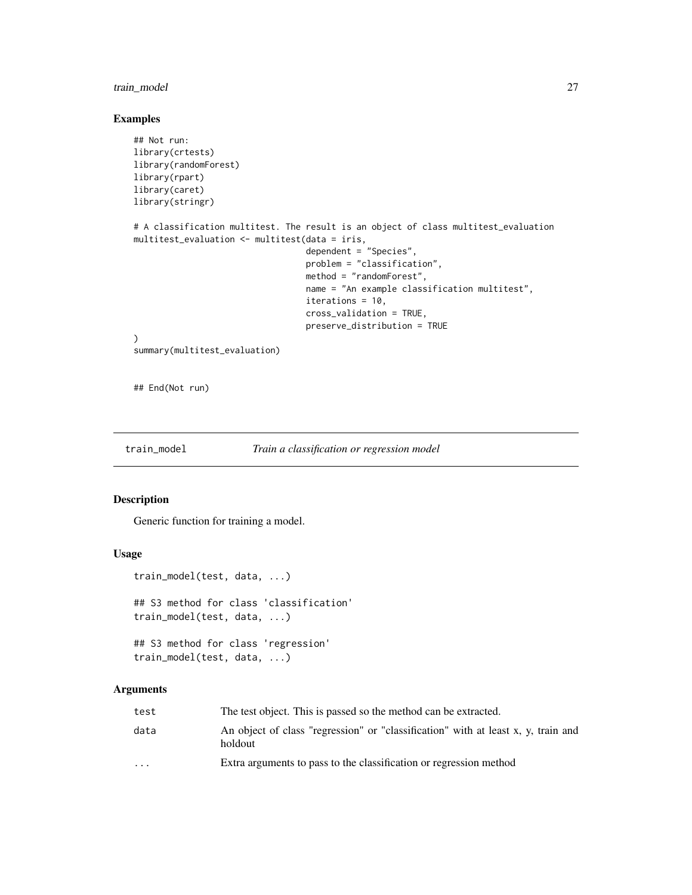## Examples

```
## Not run:
library(crtests)
library(randomForest)
library(rpart)
library(caret)
library(stringr)

# A classification multitest. The result is an object of class multitest_evaluation
multitest_evaluation <- multitest(data = iris,
                                  dependent = "Species",
                                  problem = "classification",
                                  method = "randomForest",
                                  name = "An example classification multitest",
                                  iterations = 10,
                                  cross_validation = TRUE,
                                  preserve_distribution = TRUE
)
summary(multitest_evaluation)


## End(Not run)
```

---

## train_model — *Train a classification or regression model*

---

### Description

Generic function for training a model.

### Usage

```
train_model(test, data, ...)

## S3 method for class 'classification'
train_model(test, data, ...)

## S3 method for class 'regression'
train_model(test, data, ...)
```

### Arguments

| | |
|---|---|
| test | The test object. This is passed so the method can be extracted. |
| data | An object of class "regression" or "classification" with at least x, y, train and holdout |
| ... | Extra arguments to pass to the classification or regression method |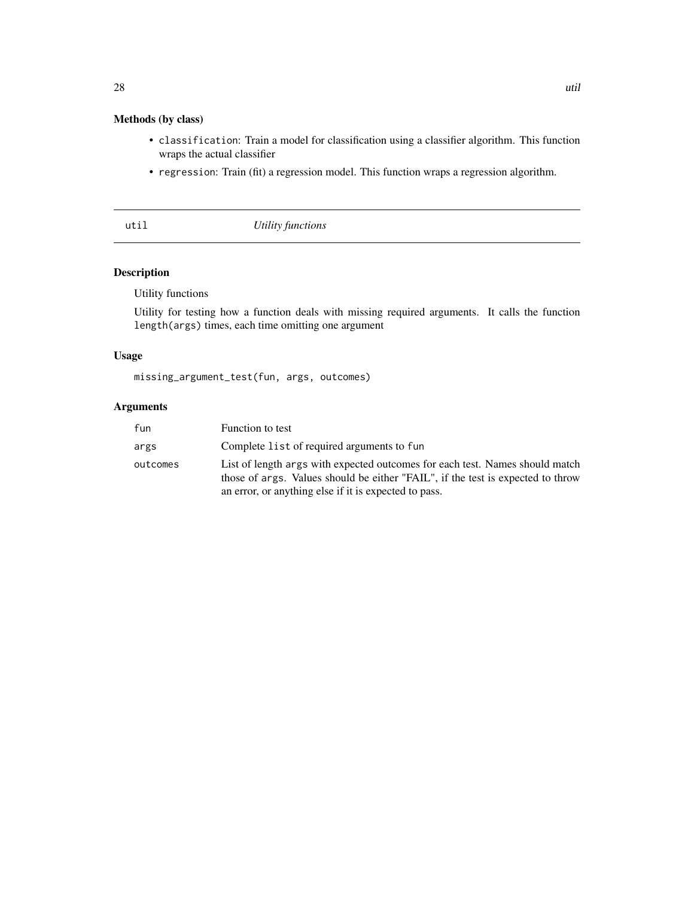### Methods (by class)

- `classification`: Train a model for classification using a classifier algorithm. This function wraps the actual classifier
- `regression`: Train (fit) a regression model. This function wraps a regression algorithm.

---

## util — *Utility functions*

---

### Description

Utility functions

Utility for testing how a function deals with missing required arguments. It calls the function `length(args)` times, each time omitting one argument

### Usage

```
missing_argument_test(fun, args, outcomes)
```

### Arguments

| | |
|---|---|
| `fun` | Function to test |
| `args` | Complete `list` of required arguments to `fun` |
| `outcomes` | List of length `args` with expected outcomes for each test. Names should match those of `args`. Values should be either "FAIL", if the test is expected to throw an error, or anything else if it is expected to pass. |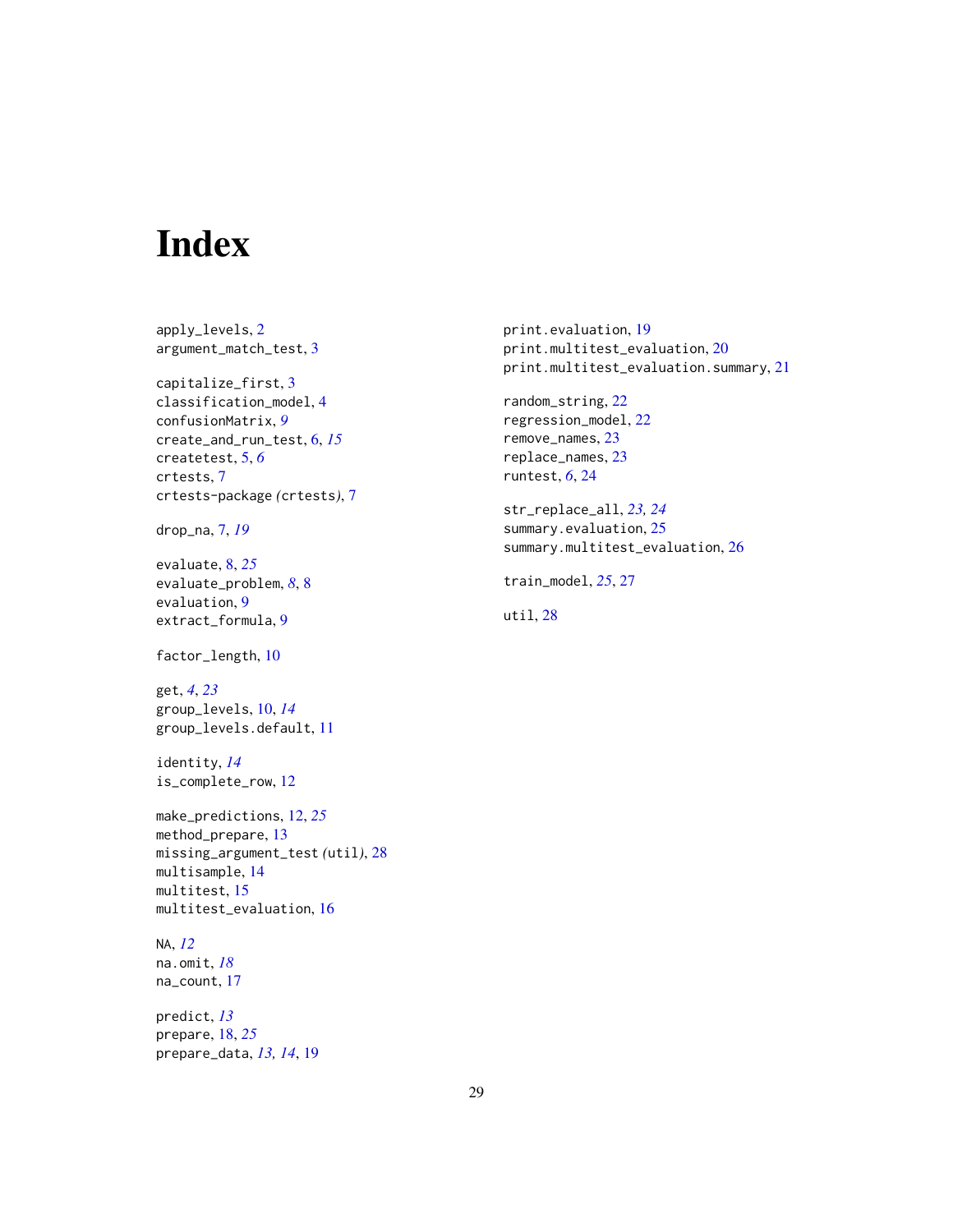# Index

apply_levels, 2
argument_match_test, 3

capitalize_first, 3
classification_model, 4
confusionMatrix, *9*
create_and_run_test, 6, *15*
createtest, 5, *6*
crtests, 7
crtests-package *(*crtests*)*, 7

drop_na, 7, *19*

evaluate, 8, *25*
evaluate_problem, *8*, 8
evaluation, 9
extract_formula, 9

factor_length, 10

get, *4*, *23*
group_levels, 10, *14*
group_levels.default, 11

identity, *14*
is_complete_row, 12

make_predictions, 12, *25*
method_prepare, 13
missing_argument_test *(*util*)*, 28
multisample, 14
multitest, 15
multitest_evaluation, 16

NA, *12*
na.omit, *18*
na_count, 17

predict, *13*
prepare, 18, *25*
prepare_data, *13*, *14*, 19
print.evaluation, 19
print.multitest_evaluation, 20
print.multitest_evaluation.summary, 21

random_string, 22
regression_model, 22
remove_names, 23
replace_names, 23
runtest, *6*, 24

str_replace_all, *23*, *24*
summary.evaluation, 25
summary.multitest_evaluation, 26

train_model, *25*, 27

util, 28